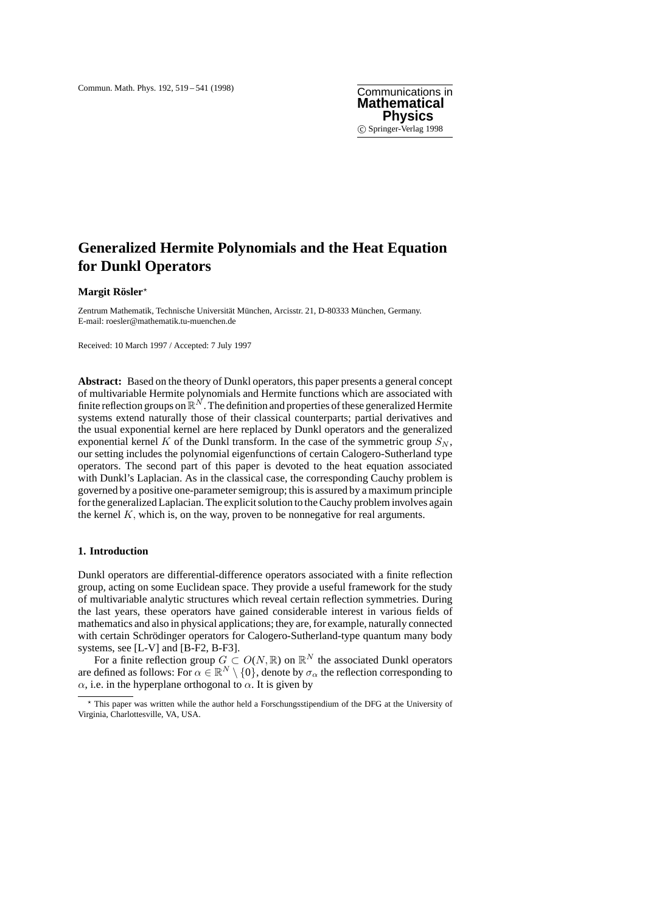# Generalized Hermite Polynomials and the Heat Equation for Dunkl Operators

**Margit Rösler***

Zentrum Mathematik, Technische Universität München, Arcisstr. 21, D-80333 München, Germany.
E-mail: roesler@mathematik.tu-muenchen.de

Received: 10 March 1997 / Accepted: 7 July 1997

**Abstract:** Based on the theory of Dunkl operators, this paper presents a general concept of multivariable Hermite polynomials and Hermite functions which are associated with finite reflection groups on $\mathbb{R}^N$. The definition and properties of these generalized Hermite systems extend naturally those of their classical counterparts; partial derivatives and the usual exponential kernel are here replaced by Dunkl operators and the generalized exponential kernel $K$ of the Dunkl transform. In the case of the symmetric group $S_N$, our setting includes the polynomial eigenfunctions of certain Calogero-Sutherland type operators. The second part of this paper is devoted to the heat equation associated with Dunkl's Laplacian. As in the classical case, the corresponding Cauchy problem is governed by a positive one-parameter semigroup; this is assured by a maximum principle for the generalized Laplacian. The explicit solution to the Cauchy problem involves again the kernel $K$, which is, on the way, proven to be nonnegative for real arguments.

## 1. Introduction

Dunkl operators are differential-difference operators associated with a finite reflection group, acting on some Euclidean space. They provide a useful framework for the study of multivariable analytic structures which reveal certain reflection symmetries. During the last years, these operators have gained considerable interest in various fields of mathematics and also in physical applications; they are, for example, naturally connected with certain Schrödinger operators for Calogero-Sutherland-type quantum many body systems, see [L-V] and [B-F2, B-F3].

For a finite reflection group $G \subset O(N, \mathbb{R})$ on $\mathbb{R}^N$ the associated Dunkl operators are defined as follows: For $\alpha \in \mathbb{R}^N \setminus \{0\}$, denote by $\sigma_\alpha$ the reflection corresponding to $\alpha$, i.e. in the hyperplane orthogonal to $\alpha$. It is given by

---

* This paper was written while the author held a Forschungsstipendium of the DFG at the University of Virginia, Charlottesville, VA, USA.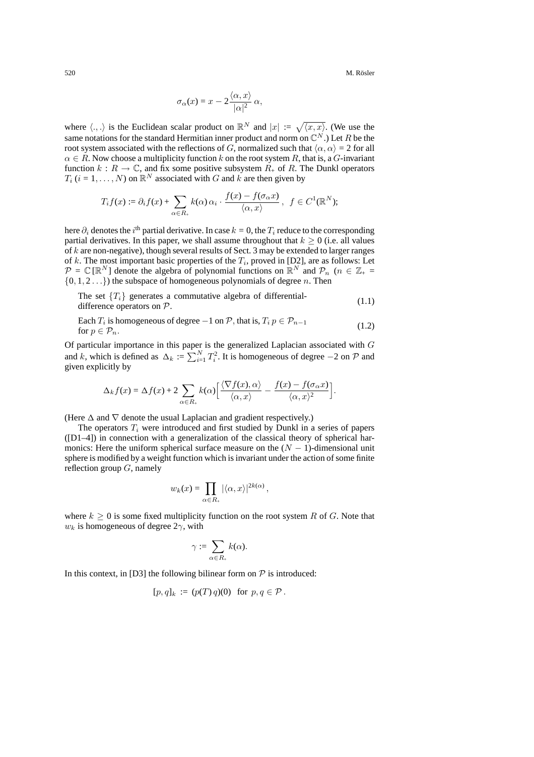$$\sigma_\alpha(x) = x - 2\frac{\langle \alpha, x\rangle}{|\alpha|^2}\,\alpha,$$

where $\langle .,. \rangle$ is the Euclidean scalar product on $\mathbb{R}^N$ and $|x| := \sqrt{\langle x, x\rangle}$. (We use the same notations for the standard Hermitian inner product and norm on $\mathbb{C}^N$.) Let $R$ be the root system associated with the reflections of $G$, normalized such that $\langle \alpha, \alpha\rangle = 2$ for all $\alpha \in R$. Now choose a multiplicity function $k$ on the root system $R$, that is, a $G$-invariant function $k : R \to \mathbb{C}$, and fix some positive subsystem $R_+$ of $R$. The Dunkl operators $T_i$ $(i = 1, \ldots, N)$ on $\mathbb{R}^N$ associated with $G$ and $k$ are then given by

$$T_i f(x) := \partial_i f(x) + \sum_{\alpha \in R_+} k(\alpha)\,\alpha_i \cdot \frac{f(x) - f(\sigma_\alpha x)}{\langle \alpha, x\rangle}\,,\;\; f \in C^1(\mathbb{R}^N);$$

here $\partial_i$ denotes the $i^{\text{th}}$ partial derivative. In case $k = 0$, the $T_i$ reduce to the corresponding partial derivatives. In this paper, we shall assume throughout that $k \geq 0$ (i.e. all values of $k$ are non-negative), though several results of Sect. 3 may be extended to larger ranges of $k$. The most important basic properties of the $T_i$, proved in [D2], are as follows: Let $\mathcal{P} = \mathbb{C}[\mathbb{R}^N]$ denote the algebra of polynomial functions on $\mathbb{R}^N$ and $\mathcal{P}_n$ $(n \in \mathbb{Z}_+ = \{0, 1, 2 \ldots\})$ the subspace of homogeneous polynomials of degree $n$. Then

The set $\{T_i\}$ generates a commutative algebra of differential-difference operators on $\mathcal{P}$. (1.1)

Each $T_i$ is homogeneous of degree $-1$ on $\mathcal{P}$, that is, $T_i\, p \in \mathcal{P}_{n-1}$ for $p \in \mathcal{P}_n$. (1.2)

Of particular importance in this paper is the generalized Laplacian associated with $G$ and $k$, which is defined as $\Delta_k := \sum_{i=1}^N T_i^2$. It is homogeneous of degree $-2$ on $\mathcal{P}$ and given explicitly by

$$\Delta_k f(x) = \Delta f(x) + 2\sum_{\alpha \in R_+} k(\alpha)\Big[\frac{\langle \nabla f(x), \alpha\rangle}{\langle \alpha, x\rangle} - \frac{f(x) - f(\sigma_\alpha x)}{\langle \alpha, x\rangle^2}\Big].$$

(Here $\Delta$ and $\nabla$ denote the usual Laplacian and gradient respectively.)

The operators $T_i$ were introduced and first studied by Dunkl in a series of papers ([D1–4]) in connection with a generalization of the classical theory of spherical harmonics: Here the uniform spherical surface measure on the $(N-1)$-dimensional unit sphere is modified by a weight function which is invariant under the action of some finite reflection group $G$, namely

$$w_k(x) = \prod_{\alpha \in R_+} |\langle \alpha, x\rangle|^{2k(\alpha)}\,,$$

where $k \geq 0$ is some fixed multiplicity function on the root system $R$ of $G$. Note that $w_k$ is homogeneous of degree $2\gamma$, with

$$\gamma := \sum_{\alpha \in R_+} k(\alpha).$$

In this context, in [D3] the following bilinear form on $\mathcal{P}$ is introduced:

$$[p, q]_k \,:=\, (p(T)\,q)(0) \;\; \text{for} \;\; p, q \in \mathcal{P}\,.$$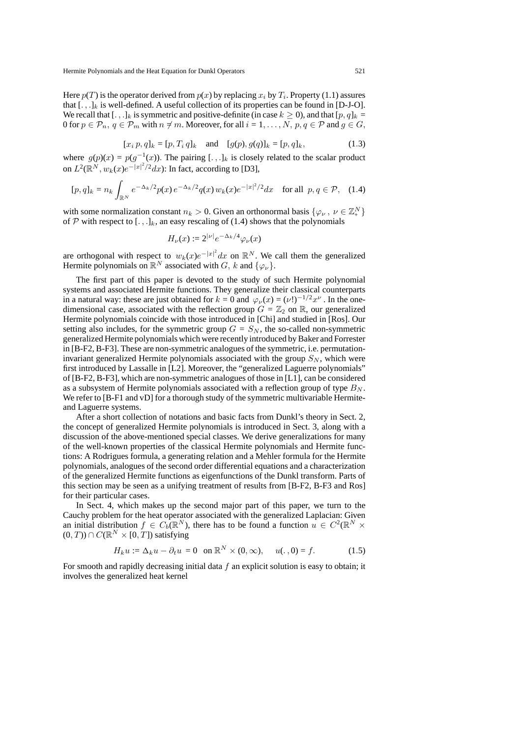Here $p(T)$ is the operator derived from $p(x)$ by replacing $x_i$ by $T_i$. Property (1.1) assures that $[\,.\,,.\,]_k$ is well-defined. A useful collection of its properties can be found in [D-J-O]. We recall that $[\,.\,,.\,]_k$ is symmetric and positive-definite (in case $k \geq 0$), and that $[p,q]_k = 0$ for $p \in \mathcal{P}_n,\ q \in \mathcal{P}_m$ with $n \neq m$. Moreover, for all $i = 1, \ldots, N,\ p, q \in \mathcal{P}$ and $g \in G$,

$$[x_i\, p, q]_k = [p, T_i\, q]_k \quad \text{and} \quad [g(p), g(q)]_k = [p, q]_k, \tag{1.3}$$

where $g(p)(x) = p(g^{-1}(x))$. The pairing $[\,.\,,.\,]_k$ is closely related to the scalar product on $L^2(\mathbb{R}^N, w_k(x)e^{-|x|^2/2}dx)$: In fact, according to [D3],

$$[p,q]_k = n_k \int_{\mathbb{R}^N} e^{-\Delta_k/2} p(x)\, e^{-\Delta_k/2} q(x)\, w_k(x) e^{-|x|^2/2} dx \quad \text{for all } \ p, q \in \mathcal{P}, \tag{1.4}$$

with some normalization constant $n_k > 0$. Given an orthonormal basis $\{\varphi_\nu\,,\ \nu \in \mathbb{Z}_+^N\}$ of $\mathcal{P}$ with respect to $[\,.\,,.\,]_k$, an easy rescaling of (1.4) shows that the polynomials

$$H_\nu(x) := 2^{|\nu|} e^{-\Delta_k/4} \varphi_\nu(x)$$

are orthogonal with respect to $w_k(x)e^{-|x|^2}dx$ on $\mathbb{R}^N$. We call them the generalized Hermite polynomials on $\mathbb{R}^N$ associated with $G,\, k$ and $\{\varphi_\nu\}$.

The first part of this paper is devoted to the study of such Hermite polynomial systems and associated Hermite functions. They generalize their classical counterparts in a natural way: these are just obtained for $k = 0$ and $\varphi_\nu(x) = (\nu!)^{-1/2} x^\nu$. In the one-dimensional case, associated with the reflection group $G = \mathbb{Z}_2$ on $\mathbb{R}$, our generalized Hermite polynomials coincide with those introduced in [Chi] and studied in [Ros]. Our setting also includes, for the symmetric group $G = S_N$, the so-called non-symmetric generalized Hermite polynomials which were recently introduced by Baker and Forrester in [B-F2, B-F3]. These are non-symmetric analogues of the symmetric, i.e. permutation-invariant generalized Hermite polynomials associated with the group $S_N$, which were first introduced by Lassalle in [L2]. Moreover, the "generalized Laguerre polynomials" of [B-F2, B-F3], which are non-symmetric analogues of those in [L1], can be considered as a subsystem of Hermite polynomials associated with a reflection group of type $B_N$. We refer to [B-F1 and vD] for a thorough study of the symmetric multivariable Hermite- and Laguerre systems.

After a short collection of notations and basic facts from Dunkl's theory in Sect. 2, the concept of generalized Hermite polynomials is introduced in Sect. 3, along with a discussion of the above-mentioned special classes. We derive generalizations for many of the well-known properties of the classical Hermite polynomials and Hermite functions: A Rodrigues formula, a generating relation and a Mehler formula for the Hermite polynomials, analogues of the second order differential equations and a characterization of the generalized Hermite functions as eigenfunctions of the Dunkl transform. Parts of this section may be seen as a unifying treatment of results from [B-F2, B-F3 and Ros] for their particular cases.

In Sect. 4, which makes up the second major part of this paper, we turn to the Cauchy problem for the heat operator associated with the generalized Laplacian: Given an initial distribution $f \in C_b(\mathbb{R}^N)$, there has to be found a function $u \in C^2(\mathbb{R}^N \times (0,T)) \cap C(\mathbb{R}^N \times [0,T])$ satisfying

$$H_k u := \Delta_k u - \partial_t u = 0 \quad \text{on } \mathbb{R}^N \times (0,\infty), \qquad u(\,.\,,0) = f. \tag{1.5}$$

For smooth and rapidly decreasing initial data $f$ an explicit solution is easy to obtain; it involves the generalized heat kernel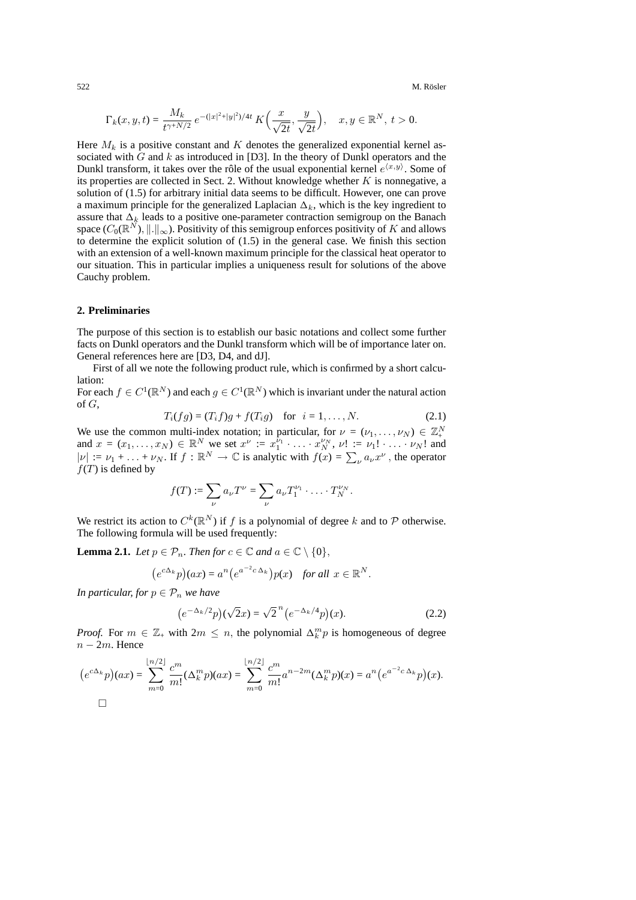$$\Gamma_k(x,y,t) = \frac{M_k}{t^{\gamma+N/2}}\, e^{-(|x|^2+|y|^2)/4t}\, K\Big(\frac{x}{\sqrt{2t}}, \frac{y}{\sqrt{2t}}\Big), \quad x,y \in \mathbb{R}^N,\ t>0.$$

Here $M_k$ is a positive constant and $K$ denotes the generalized exponential kernel associated with $G$ and $k$ as introduced in [D3]. In the theory of Dunkl operators and the Dunkl transform, it takes over the rôle of the usual exponential kernel $e^{\langle x,y\rangle}$. Some of its properties are collected in Sect. 2. Without knowledge whether $K$ is nonnegative, a solution of (1.5) for arbitrary initial data seems to be difficult. However, one can prove a maximum principle for the generalized Laplacian $\Delta_k$, which is the key ingredient to assure that $\Delta_k$ leads to a positive one-parameter contraction semigroup on the Banach space $(C_0(\mathbb{R}^N), \|.\|_\infty)$. Positivity of this semigroup enforces positivity of $K$ and allows to determine the explicit solution of (1.5) in the general case. We finish this section with an extension of a well-known maximum principle for the classical heat operator to our situation. This in particular implies a uniqueness result for solutions of the above Cauchy problem.

## 2. Preliminaries

The purpose of this section is to establish our basic notations and collect some further facts on Dunkl operators and the Dunkl transform which will be of importance later on. General references here are [D3, D4, and dJ].

First of all we note the following product rule, which is confirmed by a short calculation:
For each $f \in C^1(\mathbb{R}^N)$ and each $g \in C^1(\mathbb{R}^N)$ which is invariant under the natural action of $G$,

$$T_i(fg) = (T_i f)g + f(T_i g) \quad \text{for } \; i = 1,\ldots,N. \tag{2.1}$$

We use the common multi-index notation; in particular, for $\nu = (\nu_1,\ldots,\nu_N) \in \mathbb{Z}_+^N$ and $x = (x_1,\ldots,x_N) \in \mathbb{R}^N$ we set $x^\nu := x_1^{\nu_1}\cdot\ldots\cdot x_N^{\nu_N}$, $\nu! := \nu_1!\cdot\ldots\cdot\nu_N!$ and $|\nu| := \nu_1+\ldots+\nu_N$. If $f: \mathbb{R}^N \to \mathbb{C}$ is analytic with $f(x) = \sum_\nu a_\nu x^\nu$, the operator $f(T)$ is defined by

$$f(T) := \sum_\nu a_\nu T^\nu = \sum_\nu a_\nu T_1^{\nu_1}\cdot\ldots\cdot T_N^{\nu_N}.$$

We restrict its action to $C^k(\mathbb{R}^N)$ if $f$ is a polynomial of degree $k$ and to $\mathcal{P}$ otherwise. The following formula will be used frequently:

**Lemma 2.1.** *Let $p \in \mathcal{P}_n$. Then for $c \in \mathbb{C}$ and $a \in \mathbb{C}\setminus\{0\}$,*

$$\big(e^{c\Delta_k}p\big)(ax) = a^n\big(e^{a^{-2}c\,\Delta_k}\big)p(x) \quad \textit{for all } \; x \in \mathbb{R}^N.$$

*In particular, for $p \in \mathcal{P}_n$ we have*

$$\big(e^{-\Delta_k/2}p\big)(\sqrt{2}x) = \sqrt{2}^{\,n}\big(e^{-\Delta_k/4}p\big)(x). \tag{2.2}$$

*Proof.* For $m \in \mathbb{Z}_+$ with $2m \le n$, the polynomial $\Delta_k^m p$ is homogeneous of degree $n-2m$. Hence

$$\big(e^{c\Delta_k}p\big)(ax) = \sum_{m=0}^{\lfloor n/2\rfloor}\frac{c^m}{m!}(\Delta_k^m p)(ax) = \sum_{m=0}^{\lfloor n/2\rfloor}\frac{c^m}{m!}a^{n-2m}(\Delta_k^m p)(x) = a^n\big(e^{a^{-2}c\,\Delta_k}p\big)(x).$$

□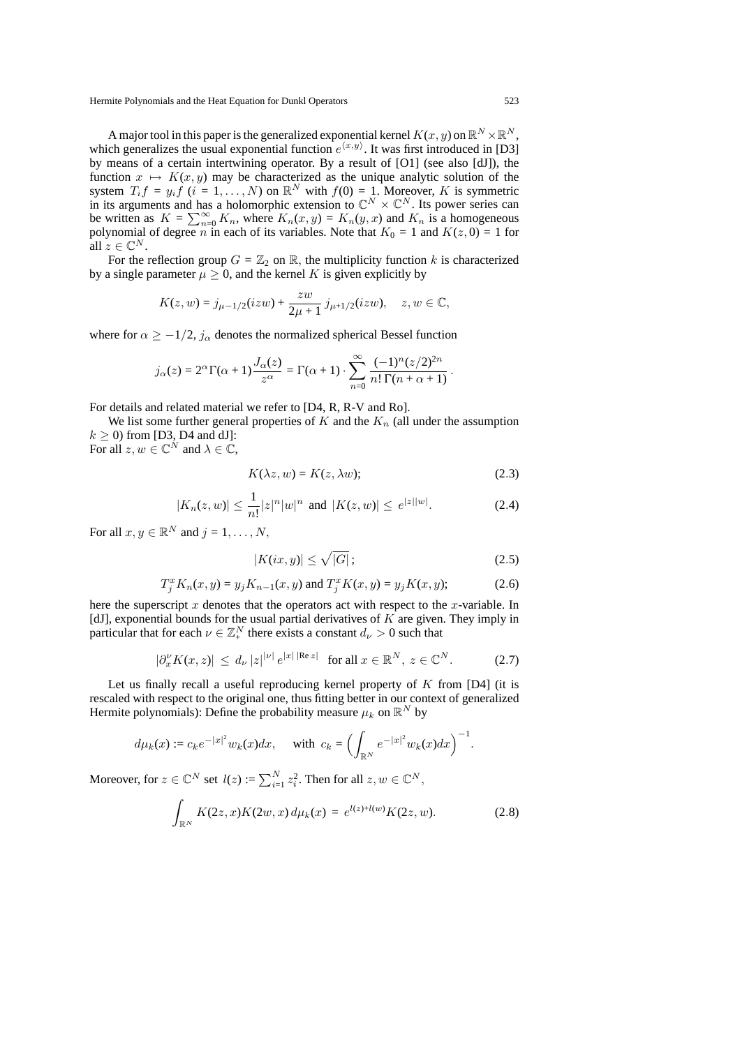A major tool in this paper is the generalized exponential kernel $K(x, y)$ on $\mathbb{R}^N \times \mathbb{R}^N$, which generalizes the usual exponential function $e^{\langle x,y\rangle}$. It was first introduced in [D3] by means of a certain intertwining operator. By a result of [O1] (see also [dJ]), the function $x \mapsto K(x, y)$ may be characterized as the unique analytic solution of the system $T_i f = y_i f$ $(i = 1, \ldots, N)$ on $\mathbb{R}^N$ with $f(0) = 1$. Moreover, $K$ is symmetric in its arguments and has a holomorphic extension to $\mathbb{C}^N \times \mathbb{C}^N$. Its power series can be written as $K = \sum_{n=0}^{\infty} K_n$, where $K_n(x, y) = K_n(y, x)$ and $K_n$ is a homogeneous polynomial of degree $n$ in each of its variables. Note that $K_0 = 1$ and $K(z, 0) = 1$ for all $z \in \mathbb{C}^N$.

For the reflection group $G = \mathbb{Z}_2$ on $\mathbb{R}$, the multiplicity function $k$ is characterized by a single parameter $\mu \geq 0$, and the kernel $K$ is given explicitly by

$$K(z, w) = j_{\mu-1/2}(izw) + \frac{zw}{2\mu + 1}\, j_{\mu+1/2}(izw), \quad z, w \in \mathbb{C},$$

where for $\alpha \geq -1/2$, $j_\alpha$ denotes the normalized spherical Bessel function

$$j_\alpha(z) = 2^\alpha \Gamma(\alpha + 1)\frac{J_\alpha(z)}{z^\alpha} = \Gamma(\alpha + 1) \cdot \sum_{n=0}^{\infty} \frac{(-1)^n (z/2)^{2n}}{n!\, \Gamma(n + \alpha + 1)}\,.$$

For details and related material we refer to [D4, R, R-V and Ro].

We list some further general properties of $K$ and the $K_n$ (all under the assumption $k \geq 0$) from [D3, D4 and dJ]:
For all $z, w \in \mathbb{C}^N$ and $\lambda \in \mathbb{C}$,

$$K(\lambda z, w) = K(z, \lambda w); \tag{2.3}$$

$$|K_n(z, w)| \leq \frac{1}{n!}|z|^n |w|^n \text{ and } |K(z, w)| \leq e^{|z||w|}. \tag{2.4}$$

For all $x, y \in \mathbb{R}^N$ and $j = 1, \ldots, N$,

$$|K(ix, y)| \leq \sqrt{|G|}\,; \tag{2.5}$$

$$T_j^x K_n(x, y) = y_j K_{n-1}(x, y) \text{ and } T_j^x K(x, y) = y_j K(x, y); \tag{2.6}$$

here the superscript $x$ denotes that the operators act with respect to the $x$-variable. In [dJ], exponential bounds for the usual partial derivatives of $K$ are given. They imply in particular that for each $\nu \in \mathbb{Z}_+^N$ there exists a constant $d_\nu > 0$ such that

$$|\partial_x^\nu K(x, z)| \;\leq\; d_\nu\, |z|^{|\nu|}\, e^{|x|\,|\mathrm{Re}\, z|} \quad \text{for all } x \in \mathbb{R}^N,\ z \in \mathbb{C}^N. \tag{2.7}$$

Let us finally recall a useful reproducing kernel property of $K$ from [D4] (it is rescaled with respect to the original one, thus fitting better in our context of generalized Hermite polynomials): Define the probability measure $\mu_k$ on $\mathbb{R}^N$ by

$$d\mu_k(x) := c_k e^{-|x|^2} w_k(x) dx, \quad \text{with } c_k = \Big(\int_{\mathbb{R}^N} e^{-|x|^2} w_k(x) dx\Big)^{-1}.$$

Moreover, for $z \in \mathbb{C}^N$ set $l(z) := \sum_{i=1}^{N} z_i^2$. Then for all $z, w \in \mathbb{C}^N$,

$$\int_{\mathbb{R}^N} K(2z, x) K(2w, x)\, d\mu_k(x) \;=\; e^{l(z)+l(w)} K(2z, w). \tag{2.8}$$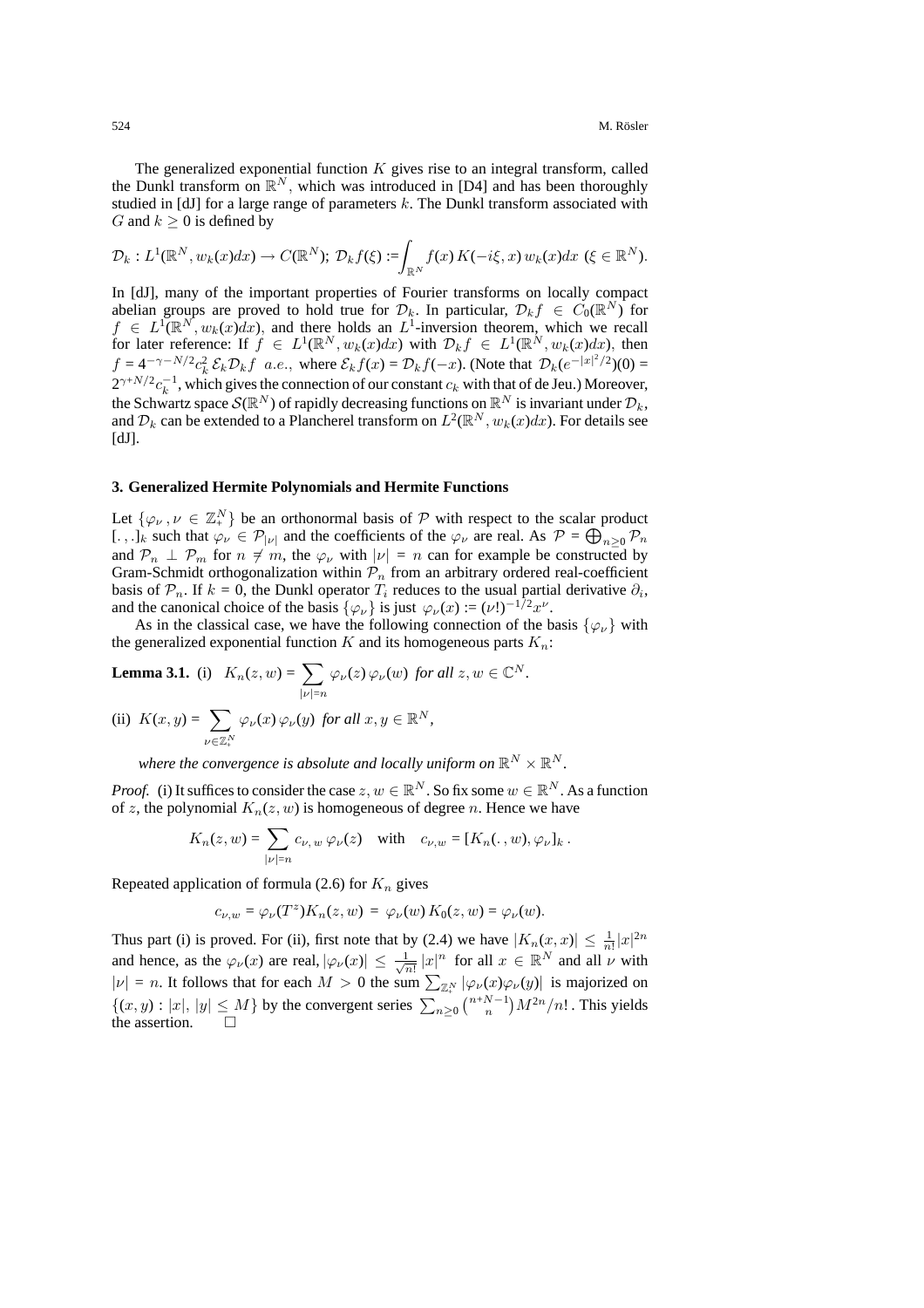The generalized exponential function $K$ gives rise to an integral transform, called the Dunkl transform on $\mathbb{R}^N$, which was introduced in [D4] and has been thoroughly studied in [dJ] for a large range of parameters $k$. The Dunkl transform associated with $G$ and $k \geq 0$ is defined by

$$\mathcal{D}_k : L^1(\mathbb{R}^N, w_k(x)dx) \to C(\mathbb{R}^N);\ \mathcal{D}_k f(\xi) := \int_{\mathbb{R}^N} f(x)\, K(-i\xi, x)\, w_k(x)dx \ \ (\xi \in \mathbb{R}^N).$$

In [dJ], many of the important properties of Fourier transforms on locally compact abelian groups are proved to hold true for $\mathcal{D}_k$. In particular, $\mathcal{D}_k f \in C_0(\mathbb{R}^N)$ for $f \in L^1(\mathbb{R}^N, w_k(x)dx)$, and there holds an $L^1$-inversion theorem, which we recall for later reference: If $f \in L^1(\mathbb{R}^N, w_k(x)dx)$ with $\mathcal{D}_k f \in L^1(\mathbb{R}^N, w_k(x)dx)$, then $f = 4^{-\gamma - N/2} c_k^2\, \mathcal{E}_k \mathcal{D}_k f \ \ a.e.$, where $\mathcal{E}_k f(x) = \mathcal{D}_k f(-x)$. (Note that $\mathcal{D}_k(e^{-|x|^2/2})(0) = 2^{\gamma + N/2} c_k^{-1}$, which gives the connection of our constant $c_k$ with that of de Jeu.) Moreover, the Schwartz space $\mathcal{S}(\mathbb{R}^N)$ of rapidly decreasing functions on $\mathbb{R}^N$ is invariant under $\mathcal{D}_k$, and $\mathcal{D}_k$ can be extended to a Plancherel transform on $L^2(\mathbb{R}^N, w_k(x)dx)$. For details see [dJ].

## 3. Generalized Hermite Polynomials and Hermite Functions

Let $\{\varphi_\nu, \nu \in \mathbb{Z}_+^N\}$ be an orthonormal basis of $\mathcal{P}$ with respect to the scalar product $[\,.\,,.\,]_k$ such that $\varphi_\nu \in \mathcal{P}_{|\nu|}$ and the coefficients of the $\varphi_\nu$ are real. As $\mathcal{P} = \bigoplus_{n \geq 0} \mathcal{P}_n$ and $\mathcal{P}_n \perp \mathcal{P}_m$ for $n \neq m$, the $\varphi_\nu$ with $|\nu| = n$ can for example be constructed by Gram-Schmidt orthogonalization within $\mathcal{P}_n$ from an arbitrary ordered real-coefficient basis of $\mathcal{P}_n$. If $k = 0$, the Dunkl operator $T_i$ reduces to the usual partial derivative $\partial_i$, and the canonical choice of the basis $\{\varphi_\nu\}$ is just $\varphi_\nu(x) := (\nu!)^{-1/2} x^\nu$.

As in the classical case, we have the following connection of the basis $\{\varphi_\nu\}$ with the generalized exponential function $K$ and its homogeneous parts $K_n$:

**Lemma 3.1.** (i) $K_n(z,w) = \displaystyle\sum_{|\nu| = n} \varphi_\nu(z)\, \varphi_\nu(w)$ *for all* $z, w \in \mathbb{C}^N$.

(ii) $K(x,y) = \displaystyle\sum_{\nu \in \mathbb{Z}_+^N} \varphi_\nu(x)\, \varphi_\nu(y)$ *for all* $x, y \in \mathbb{R}^N$,

*where the convergence is absolute and locally uniform on* $\mathbb{R}^N \times \mathbb{R}^N$.

*Proof.* (i) It suffices to consider the case $z, w \in \mathbb{R}^N$. So fix some $w \in \mathbb{R}^N$. As a function of $z$, the polynomial $K_n(z,w)$ is homogeneous of degree $n$. Hence we have

$$K_n(z,w) = \sum_{|\nu| = n} c_{\nu,w}\, \varphi_\nu(z) \quad \text{with} \quad c_{\nu,w} = [K_n(\,.\,,w), \varphi_\nu]_k\,.$$

Repeated application of formula (2.6) for $K_n$ gives

$$c_{\nu,w} = \varphi_\nu(T^z) K_n(z,w) = \varphi_\nu(w)\, K_0(z,w) = \varphi_\nu(w).$$

Thus part (i) is proved. For (ii), first note that by (2.4) we have $|K_n(x,x)| \leq \frac{1}{n!}|x|^{2n}$ and hence, as the $\varphi_\nu(x)$ are real, $|\varphi_\nu(x)| \leq \frac{1}{\sqrt{n!}}\,|x|^n$ for all $x \in \mathbb{R}^N$ and all $\nu$ with $|\nu| = n$. It follows that for each $M > 0$ the sum $\sum_{\mathbb{Z}_+^N} |\varphi_\nu(x)\varphi_\nu(y)|$ is majorized on $\{(x,y) : |x|, |y| \leq M\}$ by the convergent series $\sum_{n \geq 0} \binom{n+N-1}{n} M^{2n}/n!$ . This yields the assertion. $\square$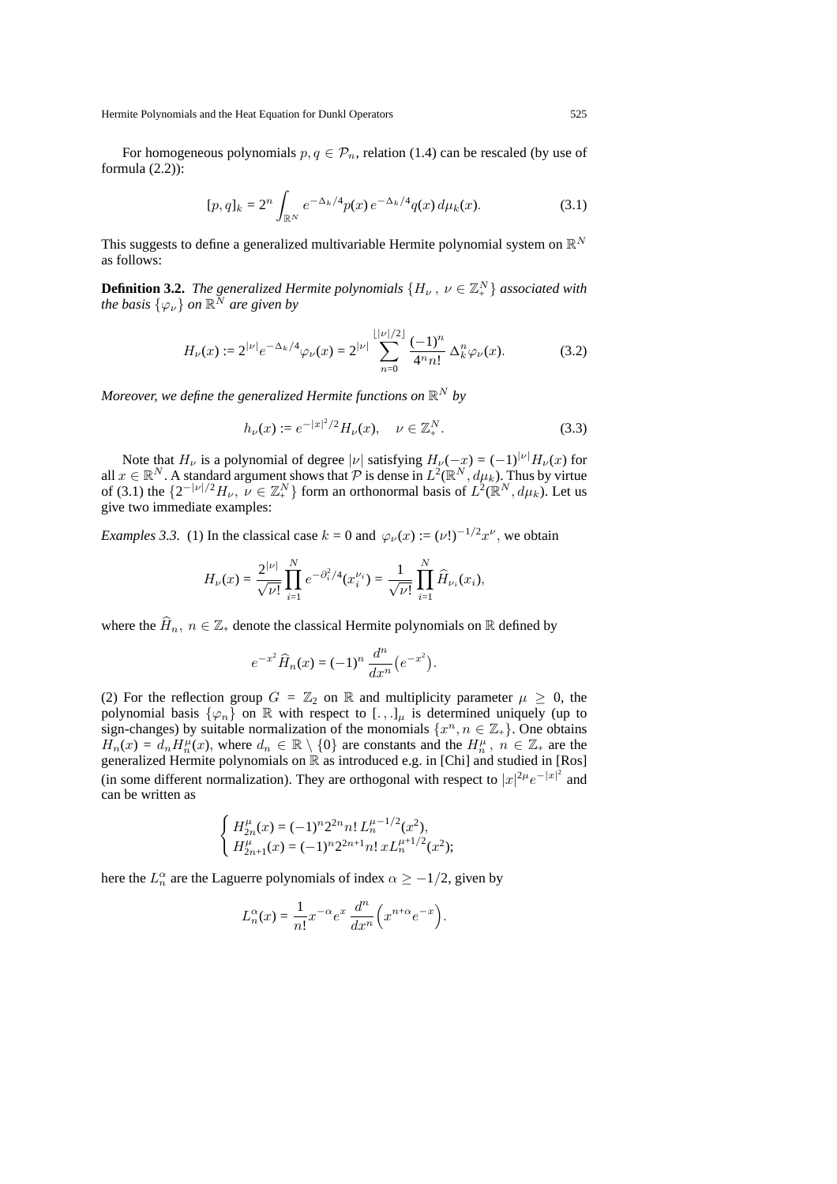For homogeneous polynomials $p, q \in \mathcal{P}_n$, relation (1.4) can be rescaled (by use of formula (2.2)):

$$[p, q]_k = 2^n \int_{\mathbb{R}^N} e^{-\Delta_k/4} p(x)\, e^{-\Delta_k/4} q(x)\, d\mu_k(x). \tag{3.1}$$

This suggests to define a generalized multivariable Hermite polynomial system on $\mathbb{R}^N$ as follows:

**Definition 3.2.** *The generalized Hermite polynomials $\{H_\nu\,,\ \nu \in \mathbb{Z}_+^N\}$ associated with the basis $\{\varphi_\nu\}$ on $\mathbb{R}^N$ are given by*

$$H_\nu(x) := 2^{|\nu|} e^{-\Delta_k/4} \varphi_\nu(x) = 2^{|\nu|} \sum_{n=0}^{\lfloor |\nu|/2 \rfloor} \frac{(-1)^n}{4^n n!}\, \Delta_k^n \varphi_\nu(x). \tag{3.2}$$

*Moreover, we define the generalized Hermite functions on $\mathbb{R}^N$ by*

$$h_\nu(x) := e^{-|x|^2/2} H_\nu(x), \quad \nu \in \mathbb{Z}_+^N. \tag{3.3}$$

Note that $H_\nu$ is a polynomial of degree $|\nu|$ satisfying $H_\nu(-x) = (-1)^{|\nu|} H_\nu(x)$ for all $x \in \mathbb{R}^N$. A standard argument shows that $\mathcal{P}$ is dense in $L^2(\mathbb{R}^N, d\mu_k)$. Thus by virtue of (3.1) the $\{2^{-|\nu|/2} H_\nu,\ \nu \in \mathbb{Z}_+^N\}$ form an orthonormal basis of $L^2(\mathbb{R}^N, d\mu_k)$. Let us give two immediate examples:

*Examples 3.3.* (1) In the classical case $k = 0$ and $\varphi_\nu(x) := (\nu!)^{-1/2} x^\nu$, we obtain

$$H_\nu(x) = \frac{2^{|\nu|}}{\sqrt{\nu!}} \prod_{i=1}^N e^{-\partial_i^2/4}(x_i^{\nu_i}) = \frac{1}{\sqrt{\nu!}} \prod_{i=1}^N \widehat{H}_{\nu_i}(x_i),$$

where the $\widehat{H}_n,\ n \in \mathbb{Z}_+$ denote the classical Hermite polynomials on $\mathbb{R}$ defined by

$$e^{-x^2} \widehat{H}_n(x) = (-1)^n \frac{d^n}{dx^n}\big(e^{-x^2}\big).$$

(2) For the reflection group $G = \mathbb{Z}_2$ on $\mathbb{R}$ and multiplicity parameter $\mu \geq 0$, the polynomial basis $\{\varphi_n\}$ on $\mathbb{R}$ with respect to $[.\,,.]_\mu$ is determined uniquely (up to sign-changes) by suitable normalization of the monomials $\{x^n, n \in \mathbb{Z}_+\}$. One obtains $H_n(x) = d_n H_n^\mu(x)$, where $d_n \in \mathbb{R} \setminus \{0\}$ are constants and the $H_n^\mu,\ n \in \mathbb{Z}_+$ are the generalized Hermite polynomials on $\mathbb{R}$ as introduced e.g. in [Chi] and studied in [Ros] (in some different normalization). They are orthogonal with respect to $|x|^{2\mu} e^{-|x|^2}$ and can be written as

$$\begin{cases} H_{2n}^\mu(x) = (-1)^n 2^{2n} n!\, L_n^{\mu-1/2}(x^2), \\ H_{2n+1}^\mu(x) = (-1)^n 2^{2n+1} n!\, x L_n^{\mu+1/2}(x^2); \end{cases}$$

here the $L_n^\alpha$ are the Laguerre polynomials of index $\alpha \geq -1/2$, given by

$$L_n^\alpha(x) = \frac{1}{n!} x^{-\alpha} e^x \frac{d^n}{dx^n}\Big(x^{n+\alpha} e^{-x}\Big).$$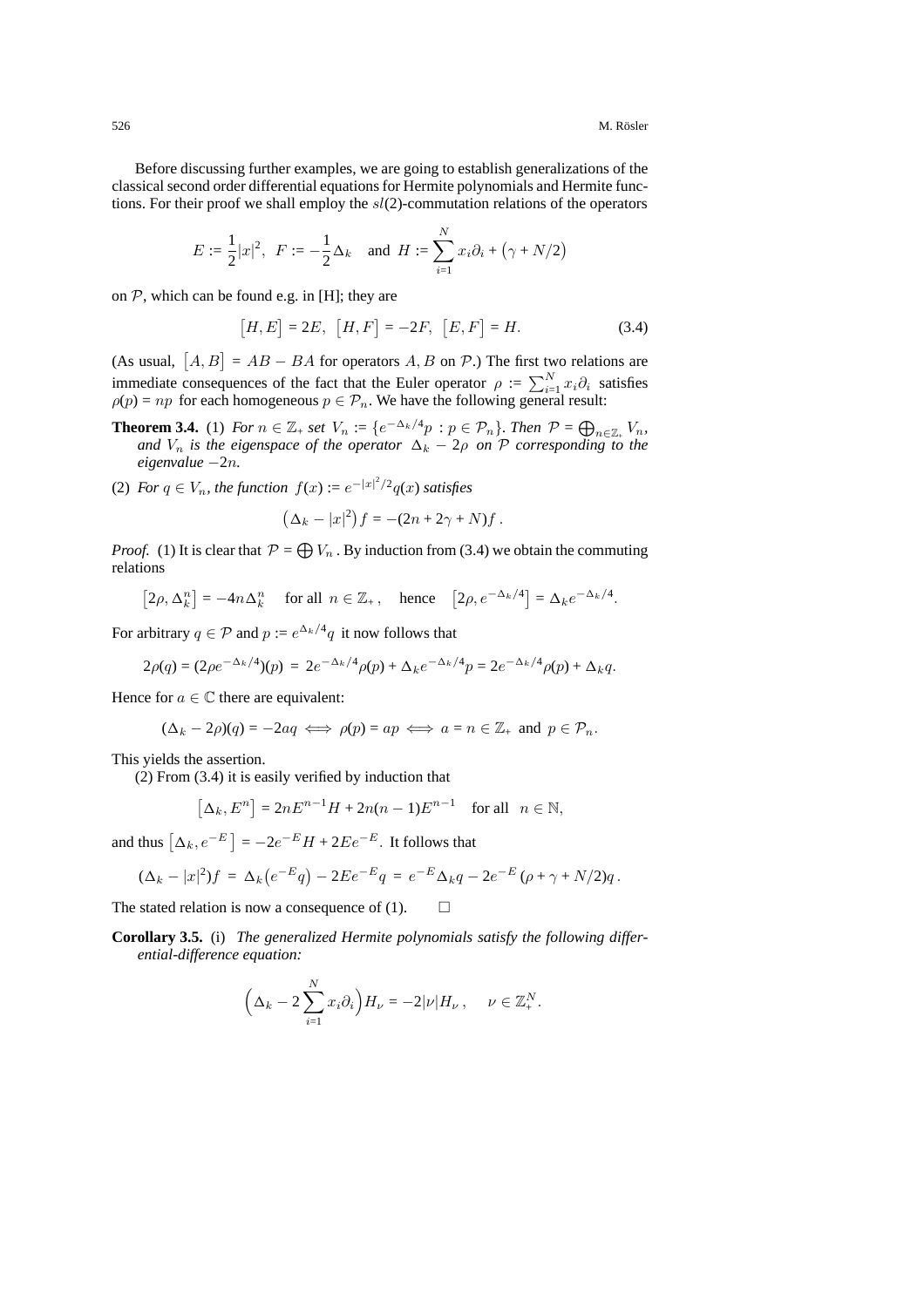Before discussing further examples, we are going to establish generalizations of the classical second order differential equations for Hermite polynomials and Hermite functions. For their proof we shall employ the $sl(2)$-commutation relations of the operators

$$E := \frac{1}{2}|x|^2, \ \ F := -\frac{1}{2}\Delta_k \quad \text{and} \ \ H := \sum_{i=1}^N x_i\partial_i + \big(\gamma + N/2\big)$$

on $\mathcal{P}$, which can be found e.g. in [H]; they are

$$\big[H, E\big] = 2E, \ \ \big[H, F\big] = -2F, \ \ \big[E, F\big] = H. \tag{3.4}$$

(As usual, $\big[A, B\big] = AB - BA$ for operators $A, B$ on $\mathcal{P}$.) The first two relations are immediate consequences of the fact that the Euler operator $\rho := \sum_{i=1}^N x_i\partial_i$ satisfies $\rho(p) = np$ for each homogeneous $p \in \mathcal{P}_n$. We have the following general result:

**Theorem 3.4.** (1) *For $n \in \mathbb{Z}_+$ set $V_n := \{e^{-\Delta_k/4}p : p \in \mathcal{P}_n\}$. Then $\mathcal{P} = \bigoplus_{n\in\mathbb{Z}_+} V_n$, and $V_n$ is the eigenspace of the operator $\Delta_k - 2\rho$ on $\mathcal{P}$ corresponding to the eigenvalue $-2n$.*

(2) *For $q \in V_n$, the function $f(x) := e^{-|x|^2/2}q(x)$ satisfies*

$$\big(\Delta_k - |x|^2\big) f = -(2n + 2\gamma + N) f\,.$$

*Proof.* (1) It is clear that $\mathcal{P} = \bigoplus V_n$ . By induction from (3.4) we obtain the commuting relations

$$\big[2\rho, \Delta_k^n\big] = -4n\Delta_k^n \quad \text{ for all } \ n \in \mathbb{Z}_+, \quad \text{ hence } \quad \big[2\rho, e^{-\Delta_k/4}\big] = \Delta_k e^{-\Delta_k/4}.$$

For arbitrary $q \in \mathcal{P}$ and $p := e^{\Delta_k/4}q$ it now follows that

$$2\rho(q) = (2\rho e^{-\Delta_k/4})(p) \ = \ 2e^{-\Delta_k/4}\rho(p) + \Delta_k e^{-\Delta_k/4}p = 2e^{-\Delta_k/4}\rho(p) + \Delta_k q.$$

Hence for $a \in \mathbb{C}$ there are equivalent:

$$(\Delta_k - 2\rho)(q) = -2aq \iff \rho(p) = ap \iff a = n \in \mathbb{Z}_+ \ \text{ and } \ p \in \mathcal{P}_n.$$

This yields the assertion.

(2) From (3.4) it is easily verified by induction that

$$\big[\Delta_k, E^n\big] = 2nE^{n-1}H + 2n(n-1)E^{n-1} \quad \text{ for all } \ \ n \in \mathbb{N},$$

and thus $\big[\Delta_k, e^{-E}\big] = -2e^{-E}H + 2Ee^{-E}$. It follows that

$$(\Delta_k - |x|^2)f \ = \ \Delta_k\big(e^{-E}q\big) - 2Ee^{-E}q \ = \ e^{-E}\Delta_k q - 2e^{-E}\,(\rho + \gamma + N/2)q\,.$$

The stated relation is now a consequence of (1). $\square$

**Corollary 3.5.** (i) *The generalized Hermite polynomials satisfy the following differential-difference equation:*

$$\Big(\Delta_k - 2\sum_{i=1}^N x_i\partial_i\Big)H_\nu = -2|\nu|H_\nu\,, \quad \nu \in \mathbb{Z}_+^N.$$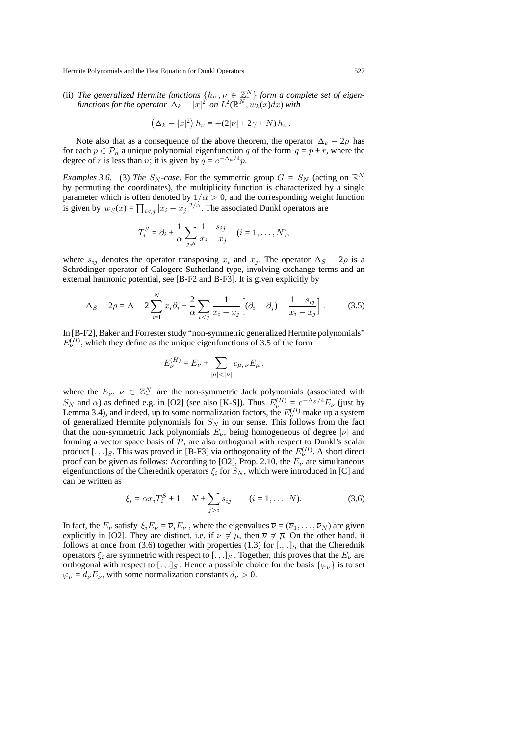(ii) *The generalized Hermite functions* $\{h_\nu\,, \nu \in \mathbb{Z}_+^N\}$ *form a complete set of eigenfunctions for the operator* $\Delta_k - |x|^2$ *on* $L^2(\mathbb{R}^N, w_k(x)dx)$ *with*

$$\left(\Delta_k - |x|^2\right) h_\nu = -(2|\nu| + 2\gamma + N)\, h_\nu\,.$$

Note also that as a consequence of the above theorem, the operator $\Delta_k - 2\rho$ has for each $p \in \mathcal{P}_n$ a unique polynomial eigenfunction $q$ of the form $q = p + r$, where the degree of $r$ is less than $n$; it is given by $q = e^{-\Delta_k/4}p$.

*Examples 3.6.* (3) *The $S_N$-case.* For the symmetric group $G = S_N$ (acting on $\mathbb{R}^N$ by permuting the coordinates), the multiplicity function is characterized by a single parameter which is often denoted by $1/\alpha > 0$, and the corresponding weight function is given by $w_S(x) = \prod_{i<j} |x_i - x_j|^{2/\alpha}$. The associated Dunkl operators are

$$T_i^S = \partial_i + \frac{1}{\alpha}\sum_{j\neq i} \frac{1 - s_{ij}}{x_i - x_j} \quad (i = 1, \ldots, N),$$

where $s_{ij}$ denotes the operator transposing $x_i$ and $x_j$. The operator $\Delta_S - 2\rho$ is a Schrödinger operator of Calogero-Sutherland type, involving exchange terms and an external harmonic potential, see [B-F2 and B-F3]. It is given explicitly by

$$\Delta_S - 2\rho = \Delta - 2\sum_{i=1}^N x_i\partial_i + \frac{2}{\alpha}\sum_{i<j}\frac{1}{x_i - x_j}\Big[(\partial_i - \partial_j) - \frac{1 - s_{ij}}{x_i - x_j}\Big]\,. \tag{3.5}$$

In [B-F2], Baker and Forrester study "non-symmetric generalized Hermite polynomials" $E_\nu^{(H)}$, which they define as the unique eigenfunctions of 3.5 of the form

$$E_\nu^{(H)} = E_\nu + \sum_{|\mu|<|\nu|} c_{\mu,\,\nu} E_\mu\,,$$

where the $E_\nu$, $\nu \in \mathbb{Z}_+^N$ are the non-symmetric Jack polynomials (associated with $S_N$ and $\alpha$) as defined e.g. in [O2] (see also [K-S]). Thus $E_\nu^{(H)} = e^{-\Delta_S/4}E_\nu$ (just by Lemma 3.4), and indeed, up to some normalization factors, the $E_\nu^{(H)}$ make up a system of generalized Hermite polynomials for $S_N$ in our sense. This follows from the fact that the non-symmetric Jack polynomials $E_\nu$, being homogeneous of degree $|\nu|$ and forming a vector space basis of $\mathcal{P}$, are also orthogonal with respect to Dunkl's scalar product $[.\,,.]_S$. This was proved in [B-F3] via orthogonality of the $E_\nu^{(H)}$. A short direct proof can be given as follows: According to [O2], Prop. 2.10, the $E_\nu$ are simultaneous eigenfunctions of the Cherednik operators $\xi_i$ for $S_N$, which were introduced in [C] and can be written as

$$\xi_i = \alpha x_i T_i^S + 1 - N + \sum_{j>i} s_{ij} \qquad (i = 1, \ldots, N). \tag{3.6}$$

In fact, the $E_\nu$ satisfy $\xi_i E_\nu = \overline{\nu}_i E_\nu$, where the eigenvalues $\overline{\nu} = (\overline{\nu}_1, \ldots, \overline{\nu}_N)$ are given explicitly in [O2]. They are distinct, i.e. if $\nu \neq \mu$, then $\overline{\nu} \neq \overline{\mu}$. On the other hand, it follows at once from (3.6) together with properties (1.3) for $[.,.]_S$ that the Cherednik operators $\xi_i$ are symmetric with respect to $[.\,,.]_S$. Together, this proves that the $E_\nu$ are orthogonal with respect to $[.\,,.]_S$. Hence a possible choice for the basis $\{\varphi_\nu\}$ is to set $\varphi_\nu = d_\nu E_\nu$, with some normalization constants $d_\nu > 0$.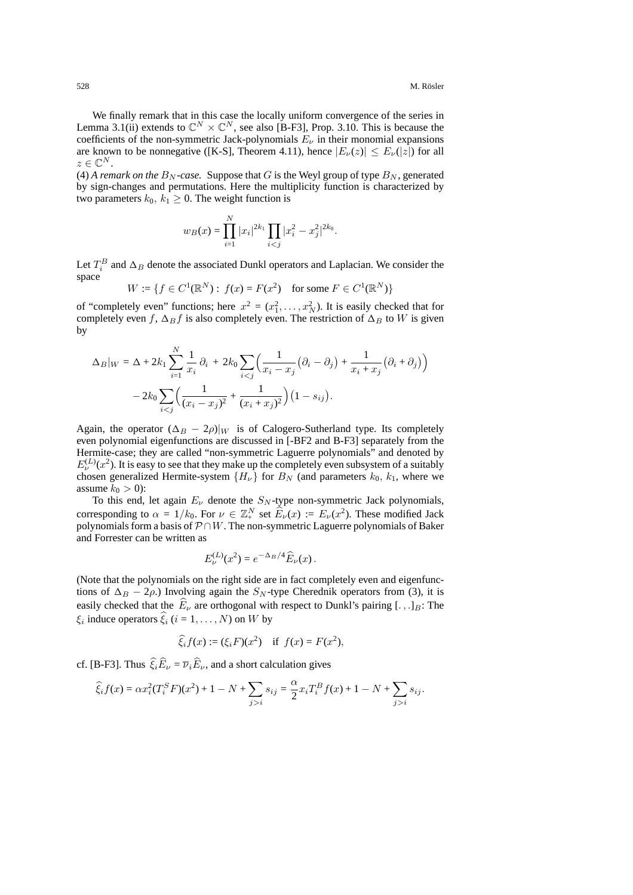We finally remark that in this case the locally uniform convergence of the series in Lemma 3.1(ii) extends to $\mathbb{C}^N \times \mathbb{C}^N$, see also [B-F3], Prop. 3.10. This is because the coefficients of the non-symmetric Jack-polynomials $E_\nu$ in their monomial expansions are known to be nonnegative ([K-S], Theorem 4.11), hence $|E_\nu(z)| \leq E_\nu(|z|)$ for all $z \in \mathbb{C}^N$.

(4) *A remark on the $B_N$-case.* Suppose that $G$ is the Weyl group of type $B_N$, generated by sign-changes and permutations. Here the multiplicity function is characterized by two parameters $k_0,\, k_1 \geq 0$. The weight function is

$$w_B(x) = \prod_{i=1}^N |x_i|^{2k_1} \prod_{i<j} |x_i^2 - x_j^2|^{2k_0}.$$

Let $T_i^B$ and $\Delta_B$ denote the associated Dunkl operators and Laplacian. We consider the space

$$W := \{f \in C^1(\mathbb{R}^N) : \; f(x) = F(x^2) \quad \text{for some } F \in C^1(\mathbb{R}^N)\}$$

of "completely even" functions; here $x^2 = (x_1^2, \ldots, x_N^2)$. It is easily checked that for completely even $f$, $\Delta_B f$ is also completely even. The restriction of $\Delta_B$ to $W$ is given by

$$\Delta_B|_W = \Delta + 2k_1 \sum_{i=1}^N \frac{1}{x_i}\,\partial_i \,+\, 2k_0 \sum_{i<j}\Big(\frac{1}{x_i - x_j}\big(\partial_i - \partial_j\big) + \frac{1}{x_i + x_j}\big(\partial_i + \partial_j\big)\Big)$$
$$- 2k_0 \sum_{i<j}\Big(\frac{1}{(x_i - x_j)^2} + \frac{1}{(x_i + x_j)^2}\Big)\big(1 - s_{ij}\big).$$

Again, the operator $(\Delta_B - 2\rho)|_W$ is of Calogero-Sutherland type. Its completely even polynomial eigenfunctions are discussed in [-BF2 and B-F3] separately from the Hermite-case; they are called "non-symmetric Laguerre polynomials" and denoted by $E_\nu^{(L)}(x^2)$. It is easy to see that they make up the completely even subsystem of a suitably chosen generalized Hermite-system $\{H_\nu\}$ for $B_N$ (and parameters $k_0,\, k_1$, where we assume $k_0 > 0$):

To this end, let again $E_\nu$ denote the $S_N$-type non-symmetric Jack polynomials, corresponding to $\alpha = 1/k_0$. For $\nu \in \mathbb{Z}_+^N$ set $\widehat{E}_\nu(x) := E_\nu(x^2)$. These modified Jack polynomials form a basis of $\mathcal{P} \cap W$. The non-symmetric Laguerre polynomials of Baker and Forrester can be written as

$$E_\nu^{(L)}(x^2) = e^{-\Delta_B/4}\widehat{E}_\nu(x)\,.$$

(Note that the polynomials on the right side are in fact completely even and eigenfunctions of $\Delta_B - 2\rho$.) Involving again the $S_N$-type Cherednik operators from (3), it is easily checked that the $\widehat{E}_\nu$ are orthogonal with respect to Dunkl's pairing $[\,.\,,.\,]_B$: The $\xi_i$ induce operators $\widehat{\xi}_i$ ($i = 1, \ldots, N$) on $W$ by

$$\widehat{\xi}_i f(x) := (\xi_i F)(x^2) \quad \text{if } \; f(x) = F(x^2),$$

cf. [B-F3]. Thus $\widehat{\xi}_i \widehat{E}_\nu = \overline{\nu}_i \widehat{E}_\nu$, and a short calculation gives

$$\widehat{\xi}_i f(x) = \alpha x_i^2 (T_i^S F)(x^2) + 1 - N + \sum_{j>i} s_{ij} = \frac{\alpha}{2} x_i T_i^B f(x) + 1 - N + \sum_{j>i} s_{ij}.$$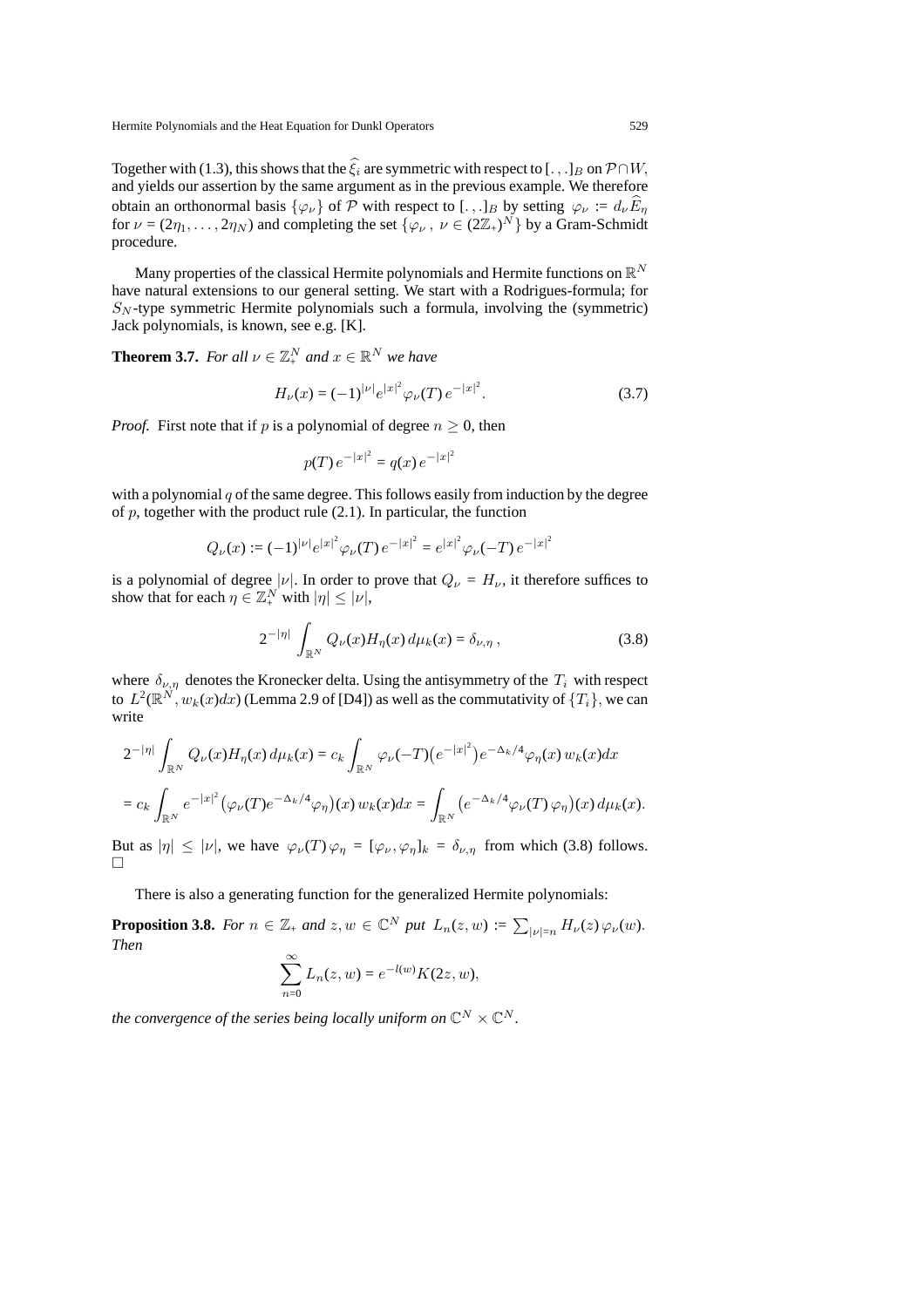Together with (1.3), this shows that the $\widehat{\xi}_i$ are symmetric with respect to $[\,.\,,.\,]_B$ on $\mathcal{P}\cap W$, and yields our assertion by the same argument as in the previous example. We therefore obtain an orthonormal basis $\{\varphi_\nu\}$ of $\mathcal{P}$ with respect to $[\,.\,,.\,]_B$ by setting $\varphi_\nu := d_\nu \widehat{E}_\eta$ for $\nu = (2\eta_1, \ldots, 2\eta_N)$ and completing the set $\{\varphi_\nu\,,\ \nu \in (2\mathbb{Z}_+)^N\}$ by a Gram-Schmidt procedure.

Many properties of the classical Hermite polynomials and Hermite functions on $\mathbb{R}^N$ have natural extensions to our general setting. We start with a Rodrigues-formula; for $S_N$-type symmetric Hermite polynomials such a formula, involving the (symmetric) Jack polynomials, is known, see e.g. [K].

**Theorem 3.7.** *For all $\nu \in \mathbb{Z}_+^N$ and $x \in \mathbb{R}^N$ we have*

$$H_\nu(x) = (-1)^{|\nu|} e^{|x|^2} \varphi_\nu(T)\, e^{-|x|^2}. \tag{3.7}$$

*Proof.* First note that if $p$ is a polynomial of degree $n \geq 0$, then

$$p(T)\, e^{-|x|^2} = q(x)\, e^{-|x|^2}$$

with a polynomial $q$ of the same degree. This follows easily from induction by the degree of $p$, together with the product rule (2.1). In particular, the function

$$Q_\nu(x) := (-1)^{|\nu|} e^{|x|^2} \varphi_\nu(T)\, e^{-|x|^2} = e^{|x|^2} \varphi_\nu(-T)\, e^{-|x|^2}$$

is a polynomial of degree $|\nu|$. In order to prove that $Q_\nu = H_\nu$, it therefore suffices to show that for each $\eta \in \mathbb{Z}_+^N$ with $|\eta| \leq |\nu|$,

$$2^{-|\eta|} \int_{\mathbb{R}^N} Q_\nu(x) H_\eta(x)\, d\mu_k(x) = \delta_{\nu,\eta}\,, \tag{3.8}$$

where $\delta_{\nu,\eta}$ denotes the Kronecker delta. Using the antisymmetry of the $T_i$ with respect to $L^2(\mathbb{R}^N, w_k(x)dx)$ (Lemma 2.9 of [D4]) as well as the commutativity of $\{T_i\}$, we can write

$$2^{-|\eta|} \int_{\mathbb{R}^N} Q_\nu(x) H_\eta(x)\, d\mu_k(x) = c_k \int_{\mathbb{R}^N} \varphi_\nu(-T)\big(e^{-|x|^2}\big) e^{-\Delta_k/4} \varphi_\eta(x)\, w_k(x) dx$$

$$= c_k \int_{\mathbb{R}^N} e^{-|x|^2} \big(\varphi_\nu(T) e^{-\Delta_k/4} \varphi_\eta\big)(x)\, w_k(x) dx = \int_{\mathbb{R}^N} \big(e^{-\Delta_k/4} \varphi_\nu(T)\, \varphi_\eta\big)(x)\, d\mu_k(x).$$

But as $|\eta| \leq |\nu|$, we have $\varphi_\nu(T)\, \varphi_\eta = [\varphi_\nu, \varphi_\eta]_k = \delta_{\nu,\eta}$ from which (3.8) follows. □

There is also a generating function for the generalized Hermite polynomials:

**Proposition 3.8.** *For $n \in \mathbb{Z}_+$ and $z, w \in \mathbb{C}^N$ put $L_n(z, w) := \sum_{|\nu|=n} H_\nu(z)\, \varphi_\nu(w)$. Then*

$$\sum_{n=0}^{\infty} L_n(z, w) = e^{-l(w)} K(2z, w),$$

*the convergence of the series being locally uniform on $\mathbb{C}^N \times \mathbb{C}^N$.*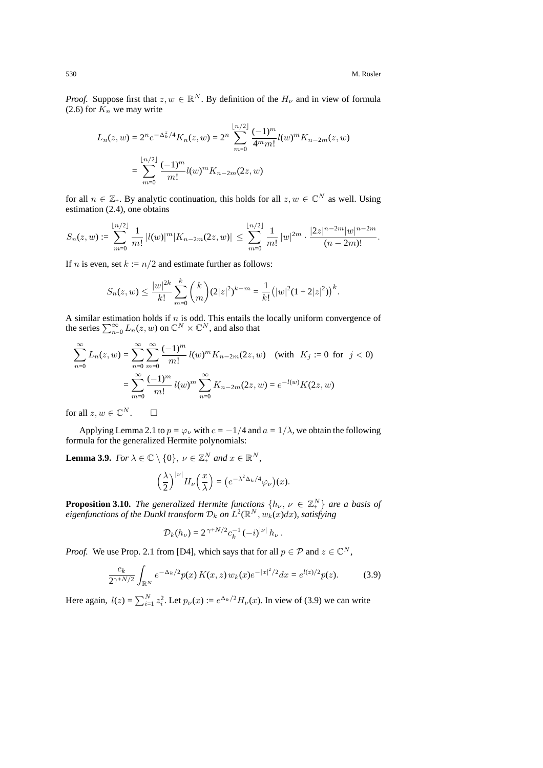*Proof.* Suppose first that $z, w \in \mathbb{R}^N$. By definition of the $H_\nu$ and in view of formula (2.6) for $K_n$ we may write

$$L_n(z,w) = 2^n e^{-\Delta_k^z/4} K_n(z,w) = 2^n \sum_{m=0}^{\lfloor n/2 \rfloor} \frac{(-1)^m}{4^m m!} l(w)^m K_{n-2m}(z,w)$$
$$= \sum_{m=0}^{\lfloor n/2 \rfloor} \frac{(-1)^m}{m!} l(w)^m K_{n-2m}(2z,w)$$

for all $n \in \mathbb{Z}_+$. By analytic continuation, this holds for all $z, w \in \mathbb{C}^N$ as well. Using estimation (2.4), one obtains

$$S_n(z,w) := \sum_{m=0}^{\lfloor n/2 \rfloor} \frac{1}{m!} \, |l(w)|^m |K_{n-2m}(2z,w)| \leq \sum_{m=0}^{\lfloor n/2 \rfloor} \frac{1}{m!} \, |w|^{2m} \cdot \frac{|2z|^{n-2m}|w|^{n-2m}}{(n-2m)!}.$$

If $n$ is even, set $k := n/2$ and estimate further as follows:

$$S_n(z,w) \leq \frac{|w|^{2k}}{k!} \sum_{m=0}^{k} \binom{k}{m} (2|z|^2)^{k-m} = \frac{1}{k!} \big(|w|^2(1+2|z|^2)\big)^k.$$

A similar estimation holds if $n$ is odd. This entails the locally uniform convergence of the series $\sum_{n=0}^\infty L_n(z,w)$ on $\mathbb{C}^N \times \mathbb{C}^N$, and also that

$$\sum_{n=0}^\infty L_n(z,w) = \sum_{n=0}^\infty \sum_{m=0}^\infty \frac{(-1)^m}{m!} \, l(w)^m K_{n-2m}(2z,w) \quad (\text{with } \; K_j := 0 \; \text{ for } \; j<0)$$
$$= \sum_{m=0}^\infty \frac{(-1)^m}{m!} \, l(w)^m \sum_{n=0}^\infty K_{n-2m}(2z,w) = e^{-l(w)} K(2z,w)$$

for all $z, w \in \mathbb{C}^N$. $\square$

Applying Lemma 2.1 to $p = \varphi_\nu$ with $c = -1/4$ and $a = 1/\lambda$, we obtain the following formula for the generalized Hermite polynomials:

**Lemma 3.9.** *For $\lambda \in \mathbb{C} \setminus \{0\}$, $\nu \in \mathbb{Z}_+^N$ and $x \in \mathbb{R}^N$,*

$$\Big(\frac{\lambda}{2}\Big)^{|\nu|} H_\nu\Big(\frac{x}{\lambda}\Big) = \big(e^{-\lambda^2 \Delta_k/4} \varphi_\nu\big)(x).$$

**Proposition 3.10.** *The generalized Hermite functions $\{h_\nu, \, \nu \in \mathbb{Z}_+^N\}$ are a basis of eigenfunctions of the Dunkl transform $\mathcal{D}_k$ on $L^2(\mathbb{R}^N, w_k(x)dx)$, satisfying*

$$\mathcal{D}_k(h_\nu) = 2^{\,\gamma+N/2} c_k^{-1} \, (-i)^{|\nu|} \, h_\nu \, .$$

*Proof.* We use Prop. 2.1 from [D4], which says that for all $p \in \mathcal{P}$ and $z \in \mathbb{C}^N$,

$$\frac{c_k}{2^{\gamma+N/2}} \int_{\mathbb{R}^N} e^{-\Delta_k/2} p(x) \, K(x,z) \, w_k(x) e^{-|x|^2/2} dx = e^{l(z)/2} p(z). \tag{3.9}$$

Here again, $l(z) = \sum_{i=1}^N z_i^2$. Let $p_\nu(x) := e^{\Delta_k/2} H_\nu(x)$. In view of (3.9) we can write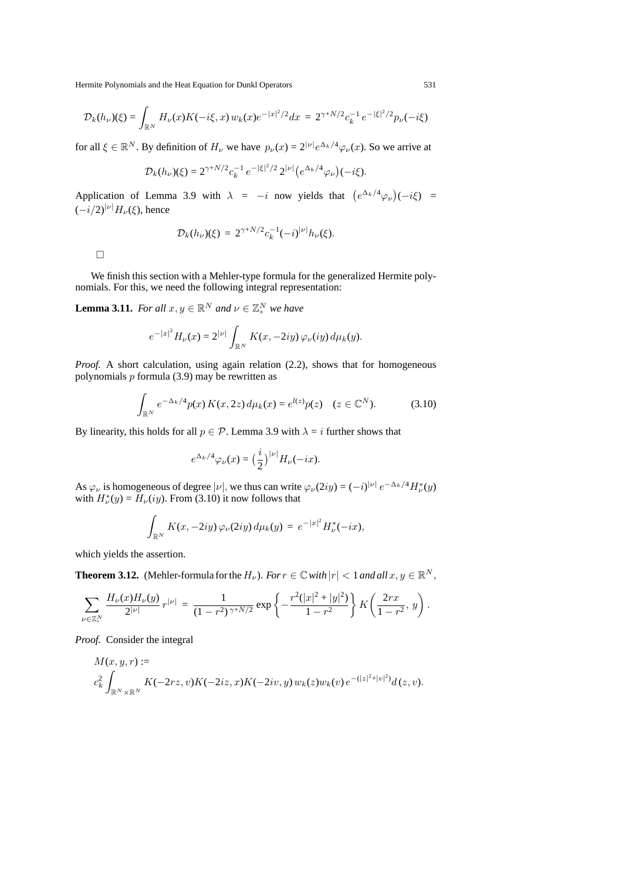$$\mathcal{D}_k(h_\nu)(\xi) = \int_{\mathbb{R}^N} H_\nu(x) K(-i\xi, x)\, w_k(x) e^{-|x|^2/2} dx \;=\; 2^{\gamma+N/2} c_k^{-1}\, e^{-|\xi|^2/2} p_\nu(-i\xi)$$

for all $\xi \in \mathbb{R}^N$. By definition of $H_\nu$ we have $p_\nu(x) = 2^{|\nu|} e^{\Delta_k/4}\varphi_\nu(x)$. So we arrive at

$$\mathcal{D}_k(h_\nu)(\xi) = 2^{\gamma+N/2} c_k^{-1}\, e^{-|\xi|^2/2}\, 2^{|\nu|} \big(e^{\Delta_k/4}\varphi_\nu\big)(-i\xi).$$

Application of Lemma 3.9 with $\lambda = -i$ now yields that $\big(e^{\Delta_k/4}\varphi_\nu\big)(-i\xi) = (-i/2)^{|\nu|} H_\nu(\xi)$, hence

$$\mathcal{D}_k(h_\nu)(\xi) \;=\; 2^{\gamma+N/2} c_k^{-1} (-i)^{|\nu|} h_\nu(\xi).$$

□

We finish this section with a Mehler-type formula for the generalized Hermite polynomials. For this, we need the following integral representation:

**Lemma 3.11.** *For all $x, y \in \mathbb{R}^N$ and $\nu \in \mathbb{Z}_+^N$ we have*

$$e^{-|x|^2} H_\nu(x) = 2^{|\nu|} \int_{\mathbb{R}^N} K(x, -2iy)\, \varphi_\nu(iy)\, d\mu_k(y).$$

*Proof.* A short calculation, using again relation (2.2), shows that for homogeneous polynomials $p$ formula (3.9) may be rewritten as

$$\int_{\mathbb{R}^N} e^{-\Delta_k/4} p(x)\, K(x, 2z)\, d\mu_k(x) = e^{l(z)} p(z) \quad (z \in \mathbb{C}^N). \tag{3.10}$$

By linearity, this holds for all $p \in \mathcal{P}$. Lemma 3.9 with $\lambda = i$ further shows that

$$e^{\Delta_k/4}\varphi_\nu(x) = \Big(\frac{i}{2}\Big)^{|\nu|} H_\nu(-ix).$$

As $\varphi_\nu$ is homogeneous of degree $|\nu|$, we thus can write $\varphi_\nu(2iy) = (-i)^{|\nu|}\, e^{-\Delta_k/4} H_\nu^*(y)$ with $H_\nu^*(y) = H_\nu(iy)$. From (3.10) it now follows that

$$\int_{\mathbb{R}^N} K(x, -2iy)\, \varphi_\nu(2iy)\, d\mu_k(y) \;=\; e^{-|x|^2} H_\nu^*(-ix),$$

which yields the assertion.

**Theorem 3.12.** (Mehler-formula for the $H_\nu$). *For $r \in \mathbb{C}$ with $|r| < 1$ and all $x, y \in \mathbb{R}^N$,*

$$\sum_{\nu \in \mathbb{Z}_+^N} \frac{H_\nu(x) H_\nu(y)}{2^{|\nu|}}\, r^{|\nu|} \;=\; \frac{1}{(1-r^2)^{\gamma+N/2}} \exp\left\{-\frac{r^2(|x|^2+|y|^2)}{1-r^2}\right\} K\!\left(\frac{2rx}{1-r^2},\, y\right).$$

*Proof.* Consider the integral

$$M(x, y, r) := c_k^2 \int_{\mathbb{R}^N \times \mathbb{R}^N} K(-2rz, v) K(-2iz, x) K(-2iv, y)\, w_k(z) w_k(v)\, e^{-(|z|^2+|v|^2)} d\,(z, v).$$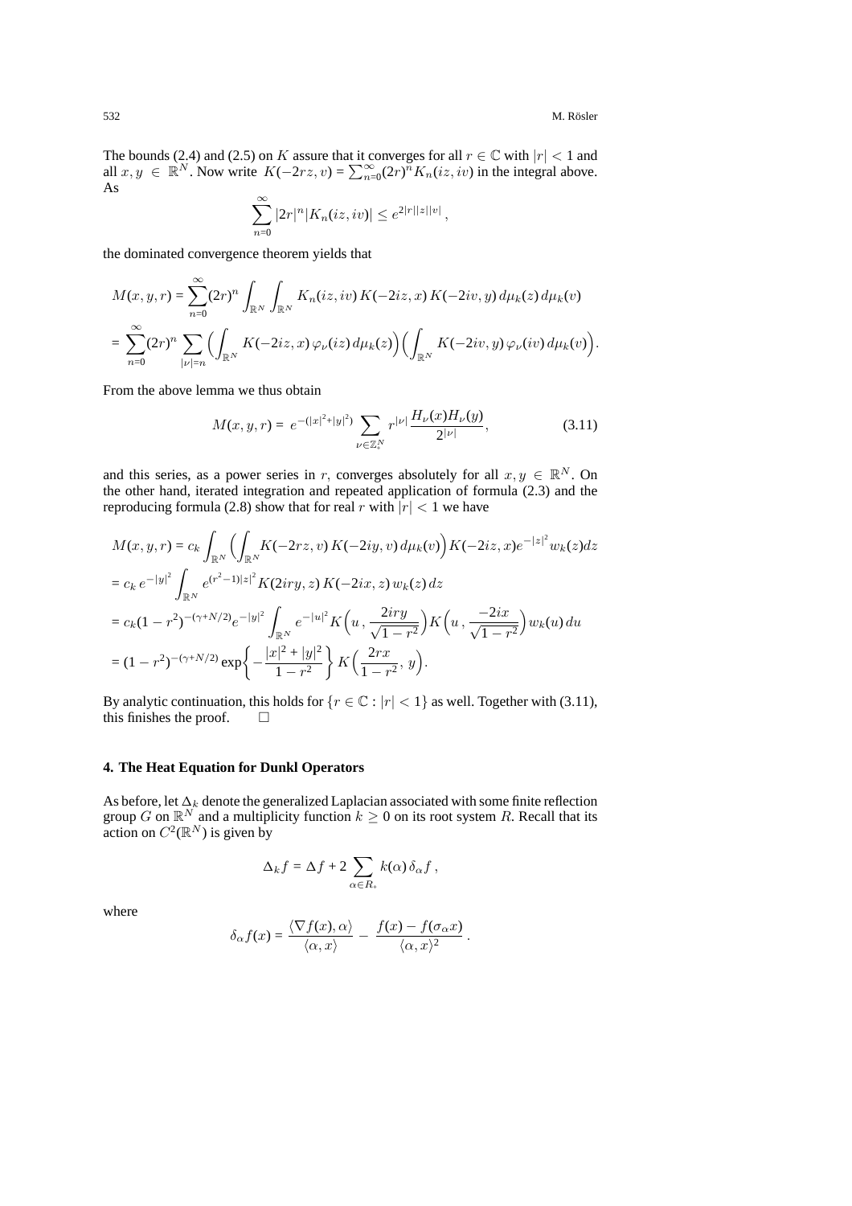The bounds (2.4) and (2.5) on $K$ assure that it converges for all $r \in \mathbb{C}$ with $|r| < 1$ and all $x, y \in \mathbb{R}^N$. Now write $K(-2rz, v) = \sum_{n=0}^{\infty} (2r)^n K_n(iz, iv)$ in the integral above. As

$$\sum_{n=0}^{\infty} |2r|^n |K_n(iz, iv)| \le e^{2|r||z||v|},$$

the dominated convergence theorem yields that

$$M(x, y, r) = \sum_{n=0}^{\infty} (2r)^n \int_{\mathbb{R}^N} \int_{\mathbb{R}^N} K_n(iz, iv)\, K(-2iz, x)\, K(-2iv, y)\, d\mu_k(z)\, d\mu_k(v)$$

$$= \sum_{n=0}^{\infty} (2r)^n \sum_{|\nu|=n} \Big( \int_{\mathbb{R}^N} K(-2iz, x)\, \varphi_\nu(iz)\, d\mu_k(z) \Big) \Big( \int_{\mathbb{R}^N} K(-2iv, y)\, \varphi_\nu(iv)\, d\mu_k(v) \Big).$$

From the above lemma we thus obtain

$$M(x, y, r) = e^{-(|x|^2 + |y|^2)} \sum_{\nu \in \mathbb{Z}_+^N} r^{|\nu|} \frac{H_\nu(x) H_\nu(y)}{2^{|\nu|}}, \tag{3.11}$$

and this series, as a power series in $r$, converges absolutely for all $x, y \in \mathbb{R}^N$. On the other hand, iterated integration and repeated application of formula (2.3) and the reproducing formula (2.8) show that for real $r$ with $|r| < 1$ we have

$$M(x, y, r) = c_k \int_{\mathbb{R}^N} \Big( \int_{\mathbb{R}^N} K(-2rz, v)\, K(-2iy, v)\, d\mu_k(v) \Big) K(-2iz, x) e^{-|z|^2} w_k(z) dz$$

$$= c_k\, e^{-|y|^2} \int_{\mathbb{R}^N} e^{(r^2-1)|z|^2} K(2iry, z)\, K(-2ix, z)\, w_k(z)\, dz$$

$$= c_k (1 - r^2)^{-(\gamma + N/2)} e^{-|y|^2} \int_{\mathbb{R}^N} e^{-|u|^2} K\Big(u\,, \frac{2iry}{\sqrt{1 - r^2}}\Big) K\Big(u\,, \frac{-2ix}{\sqrt{1 - r^2}}\Big) w_k(u)\, du$$

$$= (1 - r^2)^{-(\gamma + N/2)} \exp\Big\{ -\frac{|x|^2 + |y|^2}{1 - r^2} \Big\} K\Big( \frac{2rx}{1 - r^2}, \, y \Big).$$

By analytic continuation, this holds for $\{r \in \mathbb{C} : |r| < 1\}$ as well. Together with (3.11), this finishes the proof. $\square$

## 4. The Heat Equation for Dunkl Operators

As before, let $\Delta_k$ denote the generalized Laplacian associated with some finite reflection group $G$ on $\mathbb{R}^N$ and a multiplicity function $k \ge 0$ on its root system $R$. Recall that its action on $C^2(\mathbb{R}^N)$ is given by

$$\Delta_k f = \Delta f + 2 \sum_{\alpha \in R_+} k(\alpha)\, \delta_\alpha f\,,$$

where

$$\delta_\alpha f(x) = \frac{\langle \nabla f(x), \alpha \rangle}{\langle \alpha, x \rangle} - \frac{f(x) - f(\sigma_\alpha x)}{\langle \alpha, x \rangle^2}\,.$$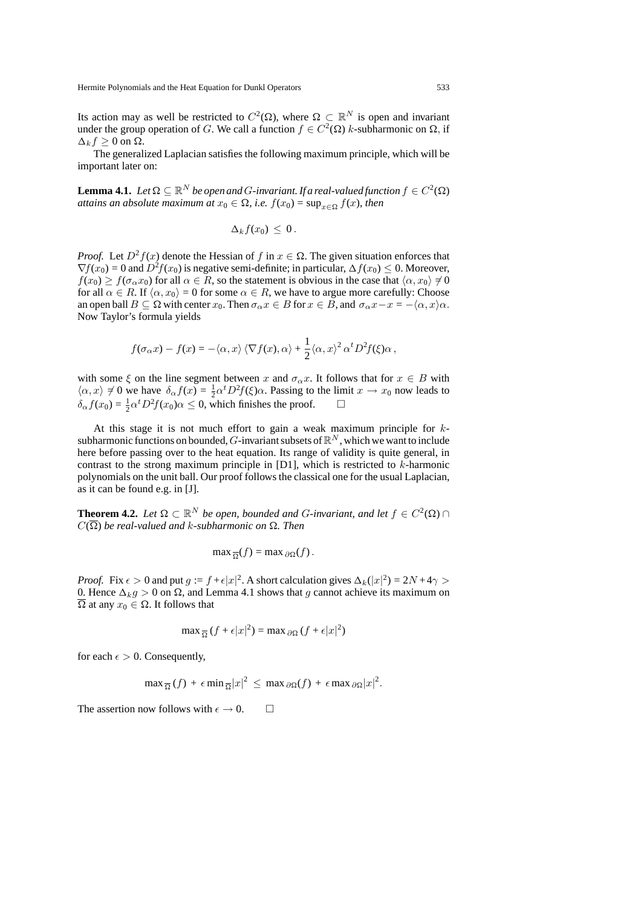Its action may as well be restricted to $C^2(\Omega)$, where $\Omega \subset \mathbb{R}^N$ is open and invariant under the group operation of $G$. We call a function $f \in C^2(\Omega)$ $k$-subharmonic on $\Omega$, if $\Delta_k f \geq 0$ on $\Omega$.

The generalized Laplacian satisfies the following maximum principle, which will be important later on:

**Lemma 4.1.** *Let $\Omega \subseteq \mathbb{R}^N$ be open and $G$-invariant. If a real-valued function $f \in C^2(\Omega)$ attains an absolute maximum at $x_0 \in \Omega$, i.e. $f(x_0) = \sup_{x\in\Omega} f(x)$, then*

$$\Delta_k f(x_0) \leq 0 .$$

*Proof.* Let $D^2 f(x)$ denote the Hessian of $f$ in $x \in \Omega$. The given situation enforces that $\nabla f(x_0) = 0$ and $D^2 f(x_0)$ is negative semi-definite; in particular, $\Delta f(x_0) \leq 0$. Moreover, $f(x_0) \geq f(\sigma_\alpha x_0)$ for all $\alpha \in R$, so the statement is obvious in the case that $\langle \alpha, x_0\rangle \neq 0$ for all $\alpha \in R$. If $\langle \alpha, x_0\rangle = 0$ for some $\alpha \in R$, we have to argue more carefully: Choose an open ball $B \subseteq \Omega$ with center $x_0$. Then $\sigma_\alpha x \in B$ for $x \in B$, and $\sigma_\alpha x - x = -\langle \alpha, x\rangle\alpha$. Now Taylor's formula yields

$$f(\sigma_\alpha x) - f(x) = -\langle \alpha, x\rangle \, \langle \nabla f(x), \alpha\rangle + \frac{1}{2}\langle \alpha, x\rangle^2 \, \alpha^t D^2 f(\xi)\alpha \, ,$$

with some $\xi$ on the line segment between $x$ and $\sigma_\alpha x$. It follows that for $x \in B$ with $\langle \alpha, x\rangle \neq 0$ we have $\delta_\alpha f(x) = \frac{1}{2}\alpha^t D^2 f(\xi)\alpha$. Passing to the limit $x \to x_0$ now leads to $\delta_\alpha f(x_0) = \frac{1}{2}\alpha^t D^2 f(x_0)\alpha \leq 0$, which finishes the proof. $\square$

At this stage it is not much effort to gain a weak maximum principle for $k$-subharmonic functions on bounded, $G$-invariant subsets of $\mathbb{R}^N$, which we want to include here before passing over to the heat equation. Its range of validity is quite general, in contrast to the strong maximum principle in [D1], which is restricted to $k$-harmonic polynomials on the unit ball. Our proof follows the classical one for the usual Laplacian, as it can be found e.g. in [J].

**Theorem 4.2.** *Let $\Omega \subset \mathbb{R}^N$ be open, bounded and $G$-invariant, and let $f \in C^2(\Omega) \cap C(\overline{\Omega})$ be real-valued and $k$-subharmonic on $\Omega$. Then*

$$\max{}_{\overline{\Omega}}(f) = \max{}_{\partial\Omega}(f) \, .$$

*Proof.* Fix $\epsilon > 0$ and put $g := f + \epsilon|x|^2$. A short calculation gives $\Delta_k(|x|^2) = 2N + 4\gamma > 0$. Hence $\Delta_k g > 0$ on $\Omega$, and Lemma 4.1 shows that $g$ cannot achieve its maximum on $\overline{\Omega}$ at any $x_0 \in \Omega$. It follows that

$$\max{}_{\overline{\Omega}}\,(f + \epsilon|x|^2) = \max{}_{\partial\Omega}\,(f + \epsilon|x|^2)$$

for each $\epsilon > 0$. Consequently,

$$\max{}_{\overline{\Omega}}\,(f) \, + \, \epsilon \min{}_{\overline{\Omega}}|x|^2 \, \leq \, \max{}_{\partial\Omega}(f) \, + \, \epsilon \max{}_{\partial\Omega}|x|^2.$$

The assertion now follows with $\epsilon \to 0$. $\square$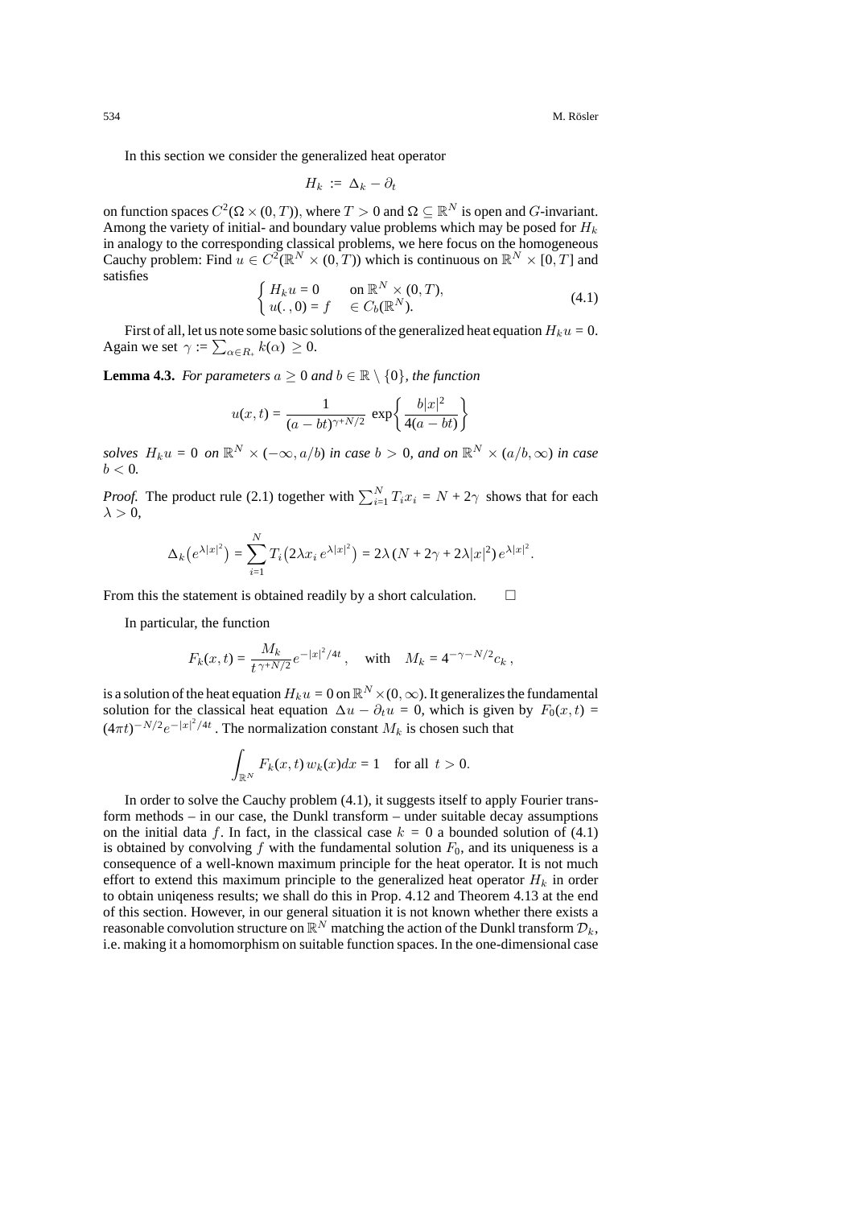In this section we consider the generalized heat operator

$$H_k := \Delta_k - \partial_t$$

on function spaces $C^2(\Omega \times (0,T))$, where $T > 0$ and $\Omega \subseteq \mathbb{R}^N$ is open and $G$-invariant. Among the variety of initial- and boundary value problems which may be posed for $H_k$ in analogy to the corresponding classical problems, we here focus on the homogeneous Cauchy problem: Find $u \in C^2(\mathbb{R}^N \times (0,T))$ which is continuous on $\mathbb{R}^N \times [0,T]$ and satisfies

$$\begin{cases} H_k u = 0 & \text{on } \mathbb{R}^N \times (0,T), \\ u(\,.\,,0) = f & \in C_b(\mathbb{R}^N). \end{cases} \tag{4.1}$$

First of all, let us note some basic solutions of the generalized heat equation $H_k u = 0$. Again we set $\gamma := \sum_{\alpha \in R_+} k(\alpha) \geq 0$.

**Lemma 4.3.** *For parameters $a \geq 0$ and $b \in \mathbb{R} \setminus \{0\}$, the function*

$$u(x,t) = \frac{1}{(a-bt)^{\gamma + N/2}} \exp\left\{ \frac{b|x|^2}{4(a-bt)} \right\}$$

*solves $H_k u = 0$ on $\mathbb{R}^N \times (-\infty, a/b)$ in case $b > 0$, and on $\mathbb{R}^N \times (a/b, \infty)$ in case $b < 0$.*

*Proof.* The product rule (2.1) together with $\sum_{i=1}^N T_i x_i = N + 2\gamma$ shows that for each $\lambda > 0$,

$$\Delta_k\big(e^{\lambda |x|^2}\big) = \sum_{i=1}^N T_i\big(2\lambda x_i\, e^{\lambda |x|^2}\big) = 2\lambda\,(N + 2\gamma + 2\lambda |x|^2)\, e^{\lambda |x|^2}.$$

From this the statement is obtained readily by a short calculation. □

In particular, the function

$$F_k(x,t) = \frac{M_k}{t^{\gamma + N/2}} e^{-|x|^2/4t}, \quad \text{with} \quad M_k = 4^{-\gamma - N/2} c_k\,,$$

is a solution of the heat equation $H_k u = 0$ on $\mathbb{R}^N \times (0,\infty)$. It generalizes the fundamental solution for the classical heat equation $\Delta u - \partial_t u = 0$, which is given by $F_0(x,t) = (4\pi t)^{-N/2} e^{-|x|^2/4t}$. The normalization constant $M_k$ is chosen such that

$$\int_{\mathbb{R}^N} F_k(x,t)\, w_k(x) dx = 1 \quad \text{for all } t > 0.$$

In order to solve the Cauchy problem (4.1), it suggests itself to apply Fourier transform methods – in our case, the Dunkl transform – under suitable decay assumptions on the initial data $f$. In fact, in the classical case $k = 0$ a bounded solution of (4.1) is obtained by convolving $f$ with the fundamental solution $F_0$, and its uniqueness is a consequence of a well-known maximum principle for the heat operator. It is not much effort to extend this maximum principle to the generalized heat operator $H_k$ in order to obtain uniqeness results; we shall do this in Prop. 4.12 and Theorem 4.13 at the end of this section. However, in our general situation it is not known whether there exists a reasonable convolution structure on $\mathbb{R}^N$ matching the action of the Dunkl transform $\mathcal{D}_k$, i.e. making it a homomorphism on suitable function spaces. In the one-dimensional case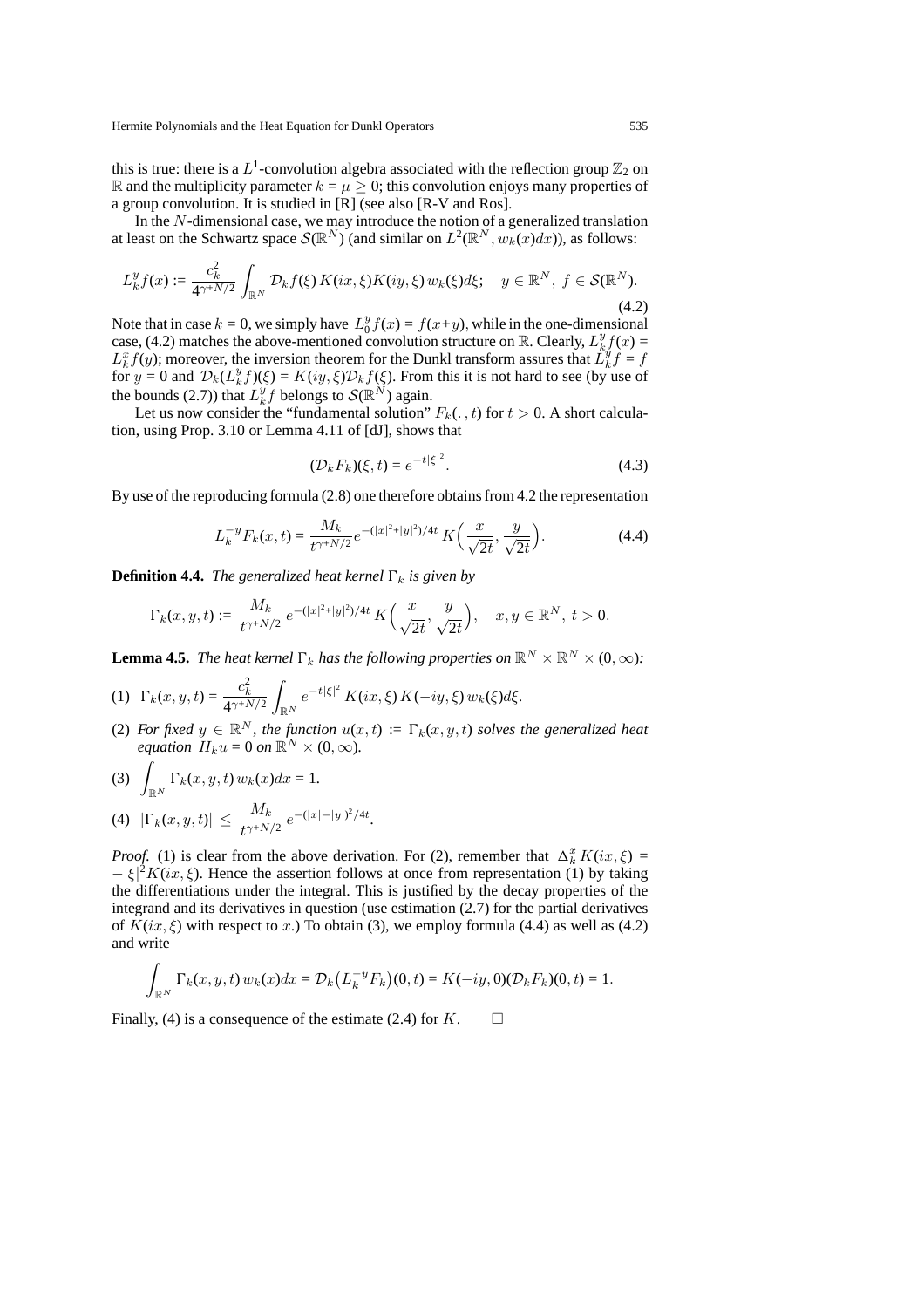this is true: there is a $L^1$-convolution algebra associated with the reflection group $\mathbb{Z}_2$ on $\mathbb{R}$ and the multiplicity parameter $k = \mu \geq 0$; this convolution enjoys many properties of a group convolution. It is studied in [R] (see also [R-V and Ros].

In the $N$-dimensional case, we may introduce the notion of a generalized translation at least on the Schwartz space $\mathcal{S}(\mathbb{R}^N)$ (and similar on $L^2(\mathbb{R}^N, w_k(x)dx)$), as follows:

$$L_k^y f(x) := \frac{c_k^2}{4^{\gamma+N/2}} \int_{\mathbb{R}^N} \mathcal{D}_k f(\xi)\, K(ix,\xi) K(iy,\xi)\, w_k(\xi) d\xi; \quad y \in \mathbb{R}^N,\ f \in \mathcal{S}(\mathbb{R}^N). \tag{4.2}$$

Note that in case $k = 0$, we simply have $L_0^y f(x) = f(x+y)$, while in the one-dimensional case, (4.2) matches the above-mentioned convolution structure on $\mathbb{R}$. Clearly, $L_k^y f(x) = L_k^x f(y)$; moreover, the inversion theorem for the Dunkl transform assures that $L_k^y f = f$ for $y = 0$ and $\mathcal{D}_k(L_k^y f)(\xi) = K(iy,\xi)\mathcal{D}_k f(\xi)$. From this it is not hard to see (by use of the bounds (2.7)) that $L_k^y f$ belongs to $\mathcal{S}(\mathbb{R}^N)$ again.

Let us now consider the "fundamental solution" $F_k(\,.\,, t)$ for $t > 0$. A short calculation, using Prop. 3.10 or Lemma 4.11 of [dJ], shows that

$$(\mathcal{D}_k F_k)(\xi, t) = e^{-t|\xi|^2}. \tag{4.3}$$

By use of the reproducing formula (2.8) one therefore obtains from 4.2 the representation

$$L_k^{-y} F_k(x,t) = \frac{M_k}{t^{\gamma+N/2}} e^{-(|x|^2+|y|^2)/4t}\, K\Big(\frac{x}{\sqrt{2t}}, \frac{y}{\sqrt{2t}}\Big). \tag{4.4}$$

**Definition 4.4.** *The generalized heat kernel $\Gamma_k$ is given by*

$$\Gamma_k(x,y,t) := \frac{M_k}{t^{\gamma+N/2}}\, e^{-(|x|^2+|y|^2)/4t}\, K\Big(\frac{x}{\sqrt{2t}}, \frac{y}{\sqrt{2t}}\Big), \quad x, y \in \mathbb{R}^N,\ t > 0.$$

**Lemma 4.5.** *The heat kernel $\Gamma_k$ has the following properties on $\mathbb{R}^N \times \mathbb{R}^N \times (0,\infty)$:*

(1) $\Gamma_k(x,y,t) = \dfrac{c_k^2}{4^{\gamma+N/2}} \displaystyle\int_{\mathbb{R}^N} e^{-t|\xi|^2}\, K(ix,\xi)\, K(-iy,\xi)\, w_k(\xi) d\xi.$

(2) *For fixed $y \in \mathbb{R}^N$, the function $u(x,t) := \Gamma_k(x,y,t)$ solves the generalized heat equation $H_k u = 0$ on $\mathbb{R}^N \times (0,\infty)$.*

(3) $\displaystyle\int_{\mathbb{R}^N} \Gamma_k(x,y,t)\, w_k(x) dx = 1.$

(4) $|\Gamma_k(x,y,t)| \leq \dfrac{M_k}{t^{\gamma+N/2}}\, e^{-(|x|-|y|)^2/4t}.$

*Proof.* (1) is clear from the above derivation. For (2), remember that $\Delta_k^x K(ix,\xi) = -|\xi|^2 K(ix,\xi)$. Hence the assertion follows at once from representation (1) by taking the differentiations under the integral. This is justified by the decay properties of the integrand and its derivatives in question (use estimation (2.7) for the partial derivatives of $K(ix,\xi)$ with respect to $x$.) To obtain (3), we employ formula (4.4) as well as (4.2) and write

$$\int_{\mathbb{R}^N} \Gamma_k(x,y,t)\, w_k(x) dx = \mathcal{D}_k\big(L_k^{-y} F_k\big)(0,t) = K(-iy, 0)(\mathcal{D}_k F_k)(0,t) = 1.$$

Finally, (4) is a consequence of the estimate (2.4) for $K$. $\square$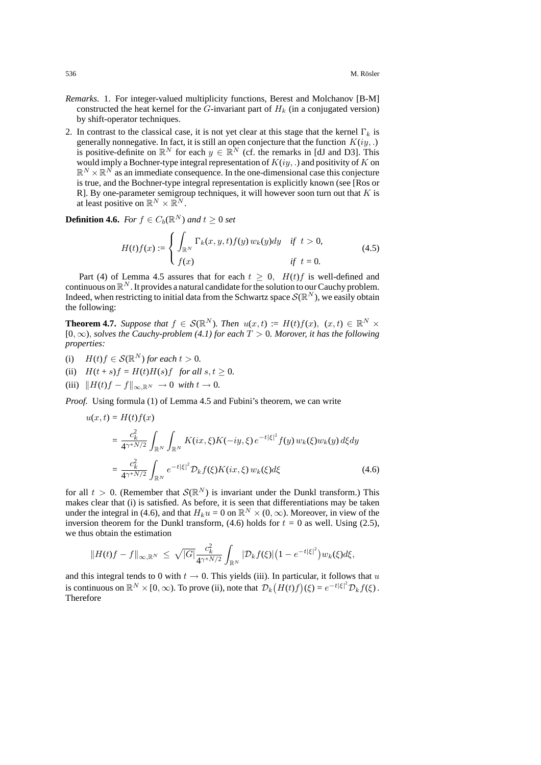*Remarks.* 1. For integer-valued multiplicity functions, Berest and Molchanov [B-M] constructed the heat kernel for the $G$-invariant part of $H_k$ (in a conjugated version) by shift-operator techniques.

2. In contrast to the classical case, it is not yet clear at this stage that the kernel $\Gamma_k$ is generally nonnegative. In fact, it is still an open conjecture that the function $K(iy,.)$ is positive-definite on $\mathbb{R}^N$ for each $y \in \mathbb{R}^N$ (cf. the remarks in [dJ and D3]. This would imply a Bochner-type integral representation of $K(iy,.)$ and positivity of $K$ on $\mathbb{R}^N \times \mathbb{R}^N$ as an immediate consequence. In the one-dimensional case this conjecture is true, and the Bochner-type integral representation is explicitly known (see [Ros or R]. By one-parameter semigroup techniques, it will however soon turn out that $K$ is at least positive on $\mathbb{R}^N \times \mathbb{R}^N$.

**Definition 4.6.** *For $f \in C_b(\mathbb{R}^N)$ and $t \geq 0$ set*

$$H(t)f(x) := \begin{cases} \displaystyle\int_{\mathbb{R}^N} \Gamma_k(x,y,t) f(y)\, w_k(y) dy & \text{if } t > 0, \\ f(x) & \text{if } t = 0. \end{cases} \tag{4.5}$$

Part (4) of Lemma 4.5 assures that for each $t \geq 0$, $H(t)f$ is well-defined and continuous on $\mathbb{R}^N$. It provides a natural candidate for the solution to our Cauchy problem. Indeed, when restricting to initial data from the Schwartz space $\mathcal{S}(\mathbb{R}^N)$, we easily obtain the following:

**Theorem 4.7.** *Suppose that $f \in \mathcal{S}(\mathbb{R}^N)$. Then $u(x,t) := H(t)f(x)$, $(x,t) \in \mathbb{R}^N \times [0,\infty)$, solves the Cauchy-problem (4.1) for each $T > 0$. Morover, it has the following properties:*

(i) $H(t)f \in \mathcal{S}(\mathbb{R}^N)$ *for each* $t > 0$.

(ii) $H(t+s)f = H(t)H(s)f$ *for all* $s,t \geq 0$.

(iii) $\|H(t)f - f\|_{\infty,\mathbb{R}^N} \to 0$ *with* $t \to 0$.

*Proof.* Using formula (1) of Lemma 4.5 and Fubini's theorem, we can write

$$\begin{aligned} u(x,t) &= H(t)f(x) \\ &= \frac{c_k^2}{4^{\gamma+N/2}} \int_{\mathbb{R}^N} \int_{\mathbb{R}^N} K(ix,\xi) K(-iy,\xi)\, e^{-t|\xi|^2} f(y)\, w_k(\xi) w_k(y)\, d\xi dy \\ &= \frac{c_k^2}{4^{\gamma+N/2}} \int_{\mathbb{R}^N} e^{-t|\xi|^2} \mathcal{D}_k f(\xi) K(ix,\xi)\, w_k(\xi) d\xi \end{aligned} \tag{4.6}$$

for all $t > 0$. (Remember that $\mathcal{S}(\mathbb{R}^N)$ is invariant under the Dunkl transform.) This makes clear that (i) is satisfied. As before, it is seen that differentiations may be taken under the integral in (4.6), and that $H_k u = 0$ on $\mathbb{R}^N \times (0,\infty)$. Moreover, in view of the inversion theorem for the Dunkl transform, (4.6) holds for $t = 0$ as well. Using (2.5), we thus obtain the estimation

$$\|H(t)f - f\|_{\infty,\mathbb{R}^N} \leq \sqrt{|G|}\, \frac{c_k^2}{4^{\gamma+N/2}} \int_{\mathbb{R}^N} |\mathcal{D}_k f(\xi)| \big(1 - e^{-t|\xi|^2}\big) w_k(\xi) d\xi,$$

and this integral tends to 0 with $t \to 0$. This yields (iii). In particular, it follows that $u$ is continuous on $\mathbb{R}^N \times [0,\infty)$. To prove (ii), note that $\mathcal{D}_k\big(H(t)f\big)(\xi) = e^{-t|\xi|^2} \mathcal{D}_k f(\xi)$. Therefore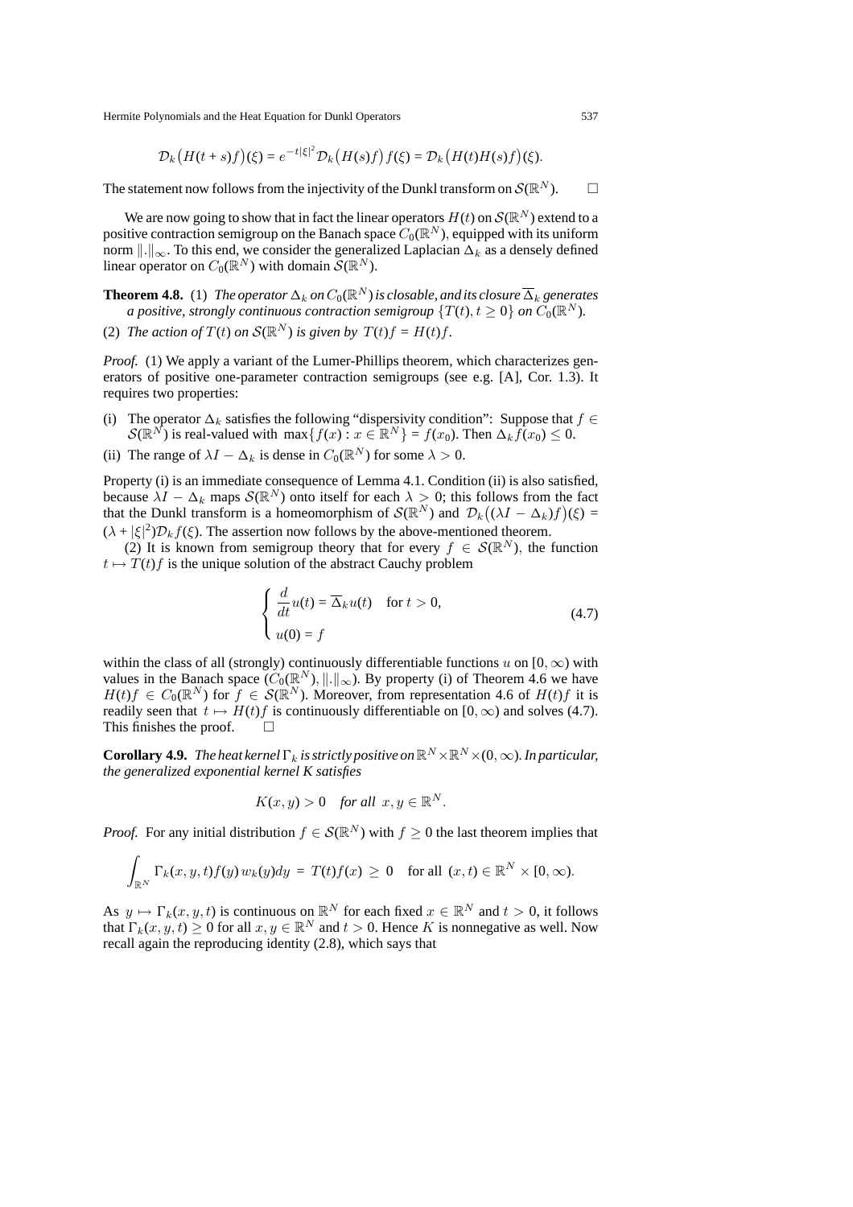$$\mathcal{D}_k\big(H(t+s)f\big)(\xi) = e^{-t|\xi|^2}\mathcal{D}_k\big(H(s)f\big)f(\xi) = \mathcal{D}_k\big(H(t)H(s)f\big)(\xi).$$

The statement now follows from the injectivity of the Dunkl transform on $\mathcal{S}(\mathbb{R}^N)$. $\square$

We are now going to show that in fact the linear operators $H(t)$ on $\mathcal{S}(\mathbb{R}^N)$ extend to a positive contraction semigroup on the Banach space $C_0(\mathbb{R}^N)$, equipped with its uniform norm $\|.\|_\infty$. To this end, we consider the generalized Laplacian $\Delta_k$ as a densely defined linear operator on $C_0(\mathbb{R}^N)$ with domain $\mathcal{S}(\mathbb{R}^N)$.

**Theorem 4.8.** (1) *The operator $\Delta_k$ on $C_0(\mathbb{R}^N)$ is closable, and its closure $\overline{\Delta}_k$ generates a positive, strongly continuous contraction semigroup $\{T(t), t \geq 0\}$ on $C_0(\mathbb{R}^N)$.*

(2) *The action of $T(t)$ on $\mathcal{S}(\mathbb{R}^N)$ is given by $T(t)f = H(t)f$.*

*Proof.* (1) We apply a variant of the Lumer-Phillips theorem, which characterizes generators of positive one-parameter contraction semigroups (see e.g. [A], Cor. 1.3). It requires two properties:

(i) The operator $\Delta_k$ satisfies the following "dispersivity condition": Suppose that $f \in \mathcal{S}(\mathbb{R}^N)$ is real-valued with $\max\{f(x) : x \in \mathbb{R}^N\} = f(x_0)$. Then $\Delta_k f(x_0) \leq 0$.

(ii) The range of $\lambda I - \Delta_k$ is dense in $C_0(\mathbb{R}^N)$ for some $\lambda > 0$.

Property (i) is an immediate consequence of Lemma 4.1. Condition (ii) is also satisfied, because $\lambda I - \Delta_k$ maps $\mathcal{S}(\mathbb{R}^N)$ onto itself for each $\lambda > 0$; this follows from the fact that the Dunkl transform is a homeomorphism of $\mathcal{S}(\mathbb{R}^N)$ and $\mathcal{D}_k\big((\lambda I - \Delta_k)f\big)(\xi) = (\lambda + |\xi|^2)\mathcal{D}_k f(\xi)$. The assertion now follows by the above-mentioned theorem.

(2) It is known from semigroup theory that for every $f \in \mathcal{S}(\mathbb{R}^N)$, the function $t \mapsto T(t)f$ is the unique solution of the abstract Cauchy problem

$$\begin{cases} \dfrac{d}{dt}u(t) = \overline{\Delta}_k u(t) \quad \text{for } t > 0, \\ u(0) = f \end{cases} \tag{4.7}$$

within the class of all (strongly) continuously differentiable functions $u$ on $[0, \infty)$ with values in the Banach space $(C_0(\mathbb{R}^N), \|.\|_\infty)$. By property (i) of Theorem 4.6 we have $H(t)f \in C_0(\mathbb{R}^N)$ for $f \in \mathcal{S}(\mathbb{R}^N)$. Moreover, from representation 4.6 of $H(t)f$ it is readily seen that $t \mapsto H(t)f$ is continuously differentiable on $[0, \infty)$ and solves (4.7). This finishes the proof. $\square$

**Corollary 4.9.** *The heat kernel $\Gamma_k$ is strictly positive on $\mathbb{R}^N \times \mathbb{R}^N \times (0, \infty)$. In particular, the generalized exponential kernel $K$ satisfies*

$$K(x, y) > 0 \quad \textit{for all } x, y \in \mathbb{R}^N.$$

*Proof.* For any initial distribution $f \in \mathcal{S}(\mathbb{R}^N)$ with $f \geq 0$ the last theorem implies that

$$\int_{\mathbb{R}^N} \Gamma_k(x, y, t) f(y)\, w_k(y) dy \;=\; T(t)f(x) \;\geq\; 0 \quad \text{for all } (x, t) \in \mathbb{R}^N \times [0, \infty).$$

As $y \mapsto \Gamma_k(x, y, t)$ is continuous on $\mathbb{R}^N$ for each fixed $x \in \mathbb{R}^N$ and $t > 0$, it follows that $\Gamma_k(x, y, t) \geq 0$ for all $x, y \in \mathbb{R}^N$ and $t > 0$. Hence $K$ is nonnegative as well. Now recall again the reproducing identity (2.8), which says that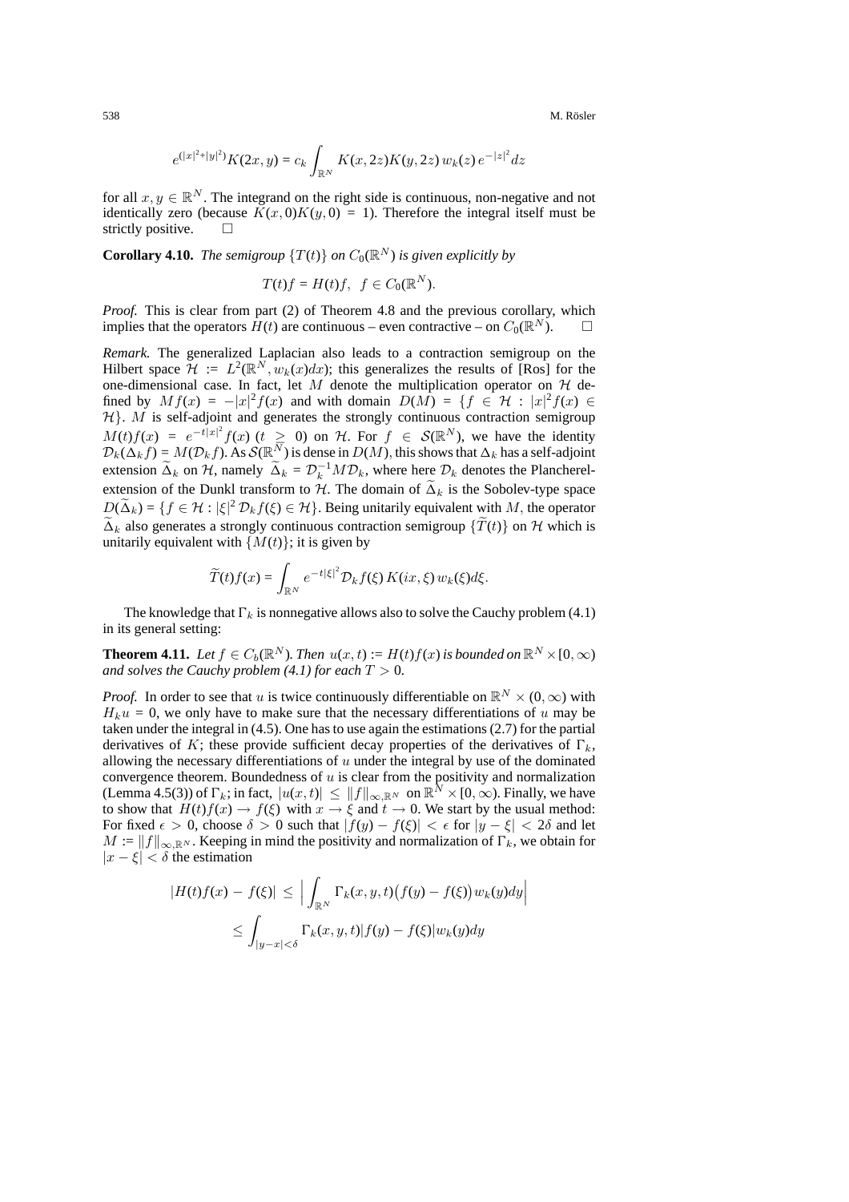$$e^{(|x|^2+|y|^2)}K(2x,y) = c_k \int_{\mathbb{R}^N} K(x,2z)K(y,2z)\, w_k(z)\, e^{-|z|^2}dz$$

for all $x, y \in \mathbb{R}^N$. The integrand on the right side is continuous, non-negative and not identically zero (because $K(x,0)K(y,0) = 1$). Therefore the integral itself must be strictly positive. $\square$

**Corollary 4.10.** *The semigroup $\{T(t)\}$ on $C_0(\mathbb{R}^N)$ is given explicitly by*

$$T(t)f = H(t)f, \;\; f \in C_0(\mathbb{R}^N).$$

*Proof.* This is clear from part (2) of Theorem 4.8 and the previous corollary, which implies that the operators $H(t)$ are continuous – even contractive – on $C_0(\mathbb{R}^N)$. $\square$

*Remark.* The generalized Laplacian also leads to a contraction semigroup on the Hilbert space $\mathcal{H} := L^2(\mathbb{R}^N, w_k(x)dx)$; this generalizes the results of [Ros] for the one-dimensional case. In fact, let $M$ denote the multiplication operator on $\mathcal{H}$ defined by $Mf(x) = -|x|^2 f(x)$ and with domain $D(M) = \{f \in \mathcal{H} : |x|^2 f(x) \in \mathcal{H}\}$. $M$ is self-adjoint and generates the strongly continuous contraction semigroup $M(t)f(x) = e^{-t|x|^2}f(x)$ ($t \geq 0$) on $\mathcal{H}$. For $f \in \mathcal{S}(\mathbb{R}^N)$, we have the identity $\mathcal{D}_k(\Delta_k f) = M(\mathcal{D}_k f)$. As $\mathcal{S}(\mathbb{R}^N)$ is dense in $D(M)$, this shows that $\Delta_k$ has a self-adjoint extension $\widetilde{\Delta}_k$ on $\mathcal{H}$, namely $\widetilde{\Delta}_k = \mathcal{D}_k^{-1} M \mathcal{D}_k$, where here $\mathcal{D}_k$ denotes the Plancherel-extension of the Dunkl transform to $\mathcal{H}$. The domain of $\widetilde{\Delta}_k$ is the Sobolev-type space $D(\widetilde{\Delta}_k) = \{f \in \mathcal{H} : |\xi|^2 \mathcal{D}_k f(\xi) \in \mathcal{H}\}$. Being unitarily equivalent with $M$, the operator $\widetilde{\Delta}_k$ also generates a strongly continuous contraction semigroup $\{\widetilde{T}(t)\}$ on $\mathcal{H}$ which is unitarily equivalent with $\{M(t)\}$; it is given by

$$\widetilde{T}(t)f(x) = \int_{\mathbb{R}^N} e^{-t|\xi|^2}\mathcal{D}_k f(\xi)\, K(ix,\xi)\, w_k(\xi)d\xi.$$

The knowledge that $\Gamma_k$ is nonnegative allows also to solve the Cauchy problem (4.1) in its general setting:

**Theorem 4.11.** *Let $f \in C_b(\mathbb{R}^N)$. Then $u(x,t) := H(t)f(x)$ is bounded on $\mathbb{R}^N \times [0,\infty)$ and solves the Cauchy problem (4.1) for each $T > 0$.*

*Proof.* In order to see that $u$ is twice continuously differentiable on $\mathbb{R}^N \times (0,\infty)$ with $H_k u = 0$, we only have to make sure that the necessary differentiations of $u$ may be taken under the integral in (4.5). One has to use again the estimations (2.7) for the partial derivatives of $K$; these provide sufficient decay properties of the derivatives of $\Gamma_k$, allowing the necessary differentiations of $u$ under the integral by use of the dominated convergence theorem. Boundedness of $u$ is clear from the positivity and normalization (Lemma 4.5(3)) of $\Gamma_k$; in fact, $|u(x,t)| \leq \|f\|_{\infty,\mathbb{R}^N}$ on $\mathbb{R}^N \times [0,\infty)$. Finally, we have to show that $H(t)f(x) \to f(\xi)$ with $x \to \xi$ and $t \to 0$. We start by the usual method: For fixed $\epsilon > 0$, choose $\delta > 0$ such that $|f(y) - f(\xi)| < \epsilon$ for $|y - \xi| < 2\delta$ and let $M := \|f\|_{\infty,\mathbb{R}^N}$. Keeping in mind the positivity and normalization of $\Gamma_k$, we obtain for $|x - \xi| < \delta$ the estimation

$$\begin{aligned}|H(t)f(x) - f(\xi)| &\leq \Big| \int_{\mathbb{R}^N} \Gamma_k(x,y,t)\big(f(y) - f(\xi)\big) w_k(y)dy \Big| \\ &\leq \int_{|y-x|<\delta} \Gamma_k(x,y,t)|f(y) - f(\xi)| w_k(y)dy\end{aligned}$$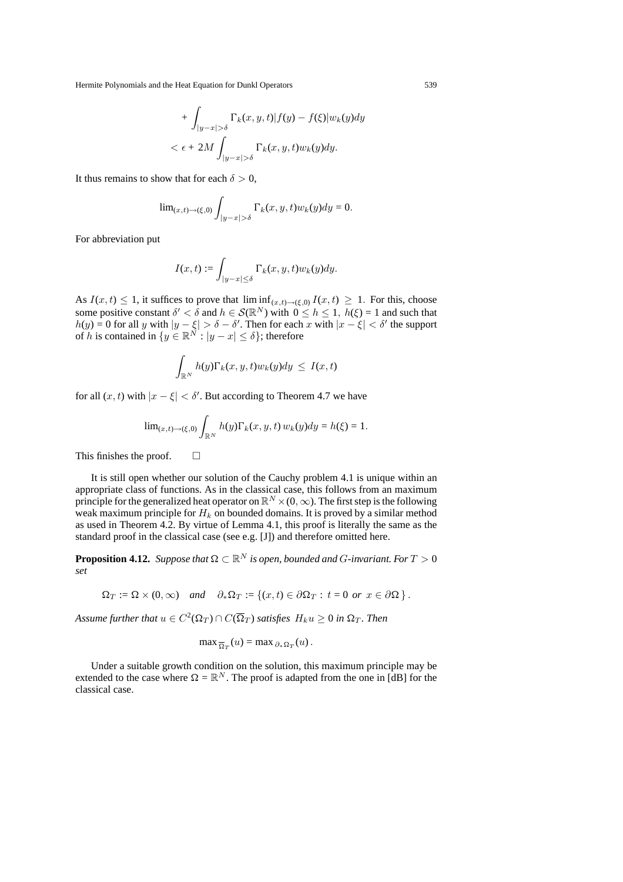$$+ \int_{|y-x|>\delta} \Gamma_k(x,y,t)|f(y) - f(\xi)|w_k(y)dy$$

$$< \epsilon + 2M \int_{|y-x|>\delta} \Gamma_k(x,y,t)w_k(y)dy.$$

It thus remains to show that for each $\delta > 0$,

$$\lim_{(x,t)\to(\xi,0)} \int_{|y-x|>\delta} \Gamma_k(x,y,t)w_k(y)dy = 0.$$

For abbreviation put

$$I(x,t) := \int_{|y-x|\leq\delta} \Gamma_k(x,y,t)w_k(y)dy.$$

As $I(x,t) \leq 1$, it suffices to prove that $\liminf_{(x,t)\to(\xi,0)} I(x,t) \geq 1$. For this, choose some positive constant $\delta' < \delta$ and $h \in \mathcal{S}(\mathbb{R}^N)$ with $0 \leq h \leq 1$, $h(\xi) = 1$ and such that $h(y) = 0$ for all $y$ with $|y - \xi| > \delta - \delta'$. Then for each $x$ with $|x - \xi| < \delta'$ the support of $h$ is contained in $\{y \in \mathbb{R}^N : |y - x| \leq \delta\}$; therefore

$$\int_{\mathbb{R}^N} h(y)\Gamma_k(x,y,t)w_k(y)dy \;\leq\; I(x,t)$$

for all $(x,t)$ with $|x - \xi| < \delta'$. But according to Theorem 4.7 we have

$$\lim_{(x,t)\to(\xi,0)} \int_{\mathbb{R}^N} h(y)\Gamma_k(x,y,t)\, w_k(y)dy = h(\xi) = 1.$$

This finishes the proof. $\square$

It is still open whether our solution of the Cauchy problem 4.1 is unique within an appropriate class of functions. As in the classical case, this follows from an maximum principle for the generalized heat operator on $\mathbb{R}^N \times (0,\infty)$. The first step is the following weak maximum principle for $H_k$ on bounded domains. It is proved by a similar method as used in Theorem 4.2. By virtue of Lemma 4.1, this proof is literally the same as the standard proof in the classical case (see e.g. [J]) and therefore omitted here.

**Proposition 4.12.** *Suppose that $\Omega \subset \mathbb{R}^N$ is open, bounded and $G$-invariant. For $T > 0$ set*

$$\Omega_T := \Omega \times (0,\infty) \quad \textit{and} \quad \partial_*\Omega_T := \{(x,t) \in \partial\Omega_T : \, t = 0 \ \textit{or} \ x \in \partial\Omega\}.$$

*Assume further that $u \in C^2(\Omega_T) \cap C(\overline{\Omega}_T)$ satisfies $H_k u \geq 0$ in $\Omega_T$. Then*

$$\max_{\overline{\Omega}_T}(u) = \max_{\partial_*\Omega_T}(u).$$

Under a suitable growth condition on the solution, this maximum principle may be extended to the case where $\Omega = \mathbb{R}^N$. The proof is adapted from the one in [dB] for the classical case.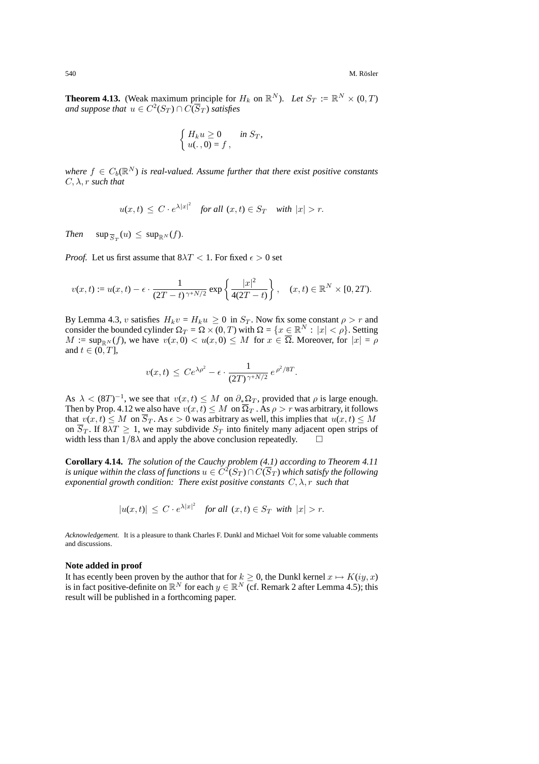**Theorem 4.13.** (Weak maximum principle for $H_k$ on $\mathbb{R}^N$). *Let $S_T := \mathbb{R}^N \times (0,T)$ and suppose that $u \in C^2(S_T) \cap C(\overline{S}_T)$ satisfies*

$$\begin{cases} H_k u \geq 0 & \text{in } S_T, \\ u(.\,,0) = f\,, \end{cases}$$

*where $f \in C_b(\mathbb{R}^N)$ is real-valued. Assume further that there exist positive constants $C, \lambda, r$ such that*

$$u(x,t) \leq C \cdot e^{\lambda |x|^2} \quad \text{for all } (x,t) \in S_T \quad \text{with } |x| > r.$$

*Then* $\quad \sup_{\overline{S}_T}(u) \leq \sup_{\mathbb{R}^N}(f).$

*Proof.* Let us first assume that $8\lambda T < 1$. For fixed $\epsilon > 0$ set

$$v(x,t) := u(x,t) - \epsilon \cdot \frac{1}{(2T-t)^{\gamma+N/2}} \exp\left\{ \frac{|x|^2}{4(2T-t)} \right\}, \quad (x,t) \in \mathbb{R}^N \times [0,2T).$$

By Lemma 4.3, $v$ satisfies $H_k v = H_k u \geq 0$ in $S_T$. Now fix some constant $\rho > r$ and consider the bounded cylinder $\Omega_T = \Omega \times (0,T)$ with $\Omega = \{x \in \mathbb{R}^N : |x| < \rho\}$. Setting $M := \sup_{\mathbb{R}^N}(f)$, we have $v(x,0) < u(x,0) \leq M$ for $x \in \overline{\Omega}$. Moreover, for $|x| = \rho$ and $t \in (0,T]$,

$$v(x,t) \leq Ce^{\lambda\rho^2} - \epsilon \cdot \frac{1}{(2T)^{\gamma+N/2}}\, e^{\rho^2/8T}.$$

As $\lambda < (8T)^{-1}$, we see that $v(x,t) \leq M$ on $\partial_* \Omega_T$, provided that $\rho$ is large enough. Then by Prop. 4.12 we also have $v(x,t) \leq M$ on $\overline{\Omega}_T$. As $\rho > r$ was arbitrary, it follows that $v(x,t) \leq M$ on $\overline{S}_T$. As $\epsilon > 0$ was arbitrary as well, this implies that $u(x,t) \leq M$ on $\overline{S}_T$. If $8\lambda T \geq 1$, we may subdivide $S_T$ into finitely many adjacent open strips of width less than $1/8\lambda$ and apply the above conclusion repeatedly. $\square$

**Corollary 4.14.** *The solution of the Cauchy problem (4.1) according to Theorem 4.11 is unique within the class of functions $u \in C^2(S_T) \cap C(\overline{S}_T)$ which satisfy the following exponential growth condition: There exist positive constants $C, \lambda, r$ such that*

$$|u(x,t)| \leq C \cdot e^{\lambda |x|^2} \quad \text{for all } (x,t) \in S_T \text{ with } |x| > r.$$

*Acknowledgement.* It is a pleasure to thank Charles F. Dunkl and Michael Voit for some valuable comments and discussions.

**Note added in proof**

It has ecently been proven by the author that for $k \geq 0$, the Dunkl kernel $x \mapsto K(iy,x)$ is in fact positive-definite on $\mathbb{R}^N$ for each $y \in \mathbb{R}^N$ (cf. Remark 2 after Lemma 4.5); this result will be published in a forthcoming paper.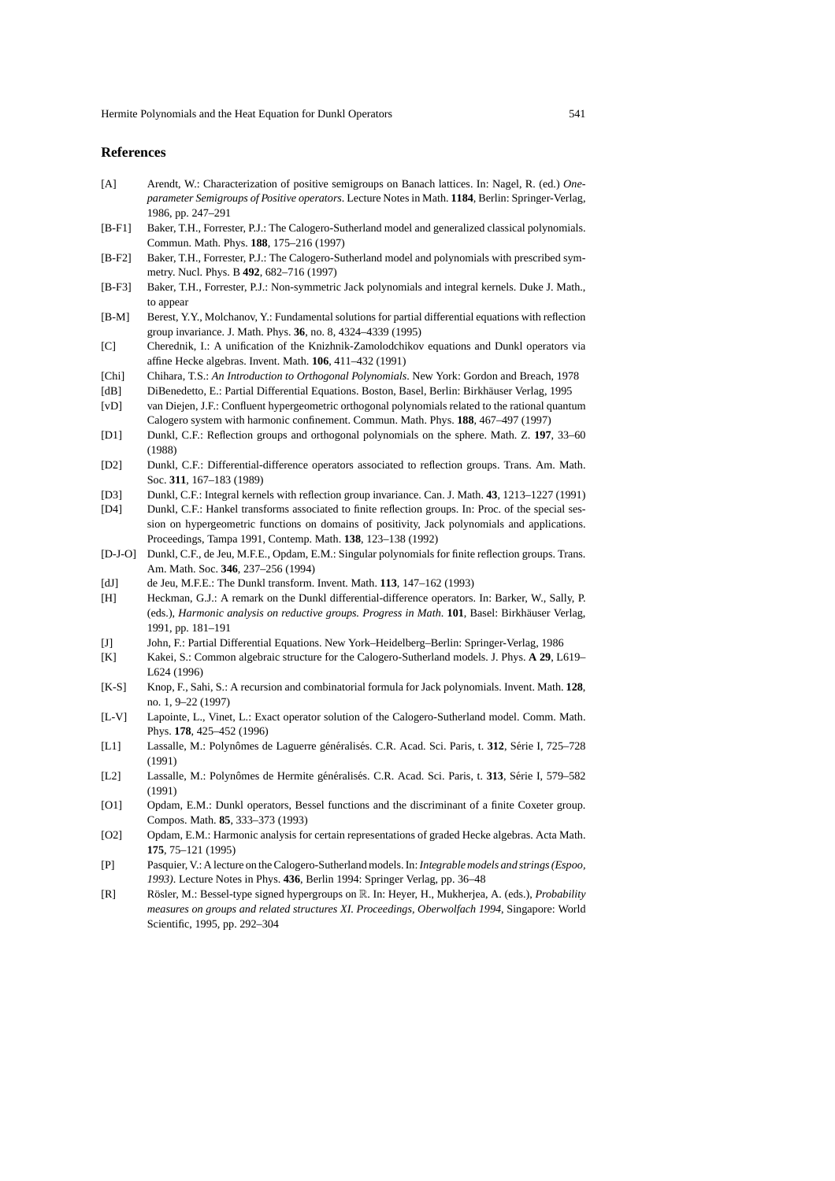## References

- [A] Arendt, W.: Characterization of positive semigroups on Banach lattices. In: Nagel, R. (ed.) *One-parameter Semigroups of Positive operators*. Lecture Notes in Math. **1184**, Berlin: Springer-Verlag, 1986, pp. 247–291
- [B-F1] Baker, T.H., Forrester, P.J.: The Calogero-Sutherland model and generalized classical polynomials. Commun. Math. Phys. **188**, 175–216 (1997)
- [B-F2] Baker, T.H., Forrester, P.J.: The Calogero-Sutherland model and polynomials with prescribed symmetry. Nucl. Phys. B **492**, 682–716 (1997)
- [B-F3] Baker, T.H., Forrester, P.J.: Non-symmetric Jack polynomials and integral kernels. Duke J. Math., to appear
- [B-M] Berest, Y.Y., Molchanov, Y.: Fundamental solutions for partial differential equations with reflection group invariance. J. Math. Phys. **36**, no. 8, 4324–4339 (1995)
- [C] Cherednik, I.: A unification of the Knizhnik-Zamolodchikov equations and Dunkl operators via affine Hecke algebras. Invent. Math. **106**, 411–432 (1991)
- [Chi] Chihara, T.S.: *An Introduction to Orthogonal Polynomials*. New York: Gordon and Breach, 1978
- [dB] DiBenedetto, E.: Partial Differential Equations. Boston, Basel, Berlin: Birkhäuser Verlag, 1995
- [vD] van Diejen, J.F.: Confluent hypergeometric orthogonal polynomials related to the rational quantum Calogero system with harmonic confinement. Commun. Math. Phys. **188**, 467–497 (1997)
- [D1] Dunkl, C.F.: Reflection groups and orthogonal polynomials on the sphere. Math. Z. **197**, 33–60 (1988)
- [D2] Dunkl, C.F.: Differential-difference operators associated to reflection groups. Trans. Am. Math. Soc. **311**, 167–183 (1989)
- [D3] Dunkl, C.F.: Integral kernels with reflection group invariance. Can. J. Math. **43**, 1213–1227 (1991)
- [D4] Dunkl, C.F.: Hankel transforms associated to finite reflection groups. In: Proc. of the special session on hypergeometric functions on domains of positivity, Jack polynomials and applications. Proceedings, Tampa 1991, Contemp. Math. **138**, 123–138 (1992)
- [D-J-O] Dunkl, C.F., de Jeu, M.F.E., Opdam, E.M.: Singular polynomials for finite reflection groups. Trans. Am. Math. Soc. **346**, 237–256 (1994)
- [dJ] de Jeu, M.F.E.: The Dunkl transform. Invent. Math. **113**, 147–162 (1993)
- [H] Heckman, G.J.: A remark on the Dunkl differential-difference operators. In: Barker, W., Sally, P. (eds.), *Harmonic analysis on reductive groups. Progress in Math*. **101**, Basel: Birkhäuser Verlag, 1991, pp. 181–191
- [J] John, F.: Partial Differential Equations. New York–Heidelberg–Berlin: Springer-Verlag, 1986
- [K] Kakei, S.: Common algebraic structure for the Calogero-Sutherland models. J. Phys. **A 29**, L619–L624 (1996)
- [K-S] Knop, F., Sahi, S.: A recursion and combinatorial formula for Jack polynomials. Invent. Math. **128**, no. 1, 9–22 (1997)
- [L-V] Lapointe, L., Vinet, L.: Exact operator solution of the Calogero-Sutherland model. Comm. Math. Phys. **178**, 425–452 (1996)
- [L1] Lassalle, M.: Polynômes de Laguerre généralisés. C.R. Acad. Sci. Paris, t. **312**, Série I, 725–728 (1991)
- [L2] Lassalle, M.: Polynômes de Hermite généralisés. C.R. Acad. Sci. Paris, t. **313**, Série I, 579–582 (1991)
- [O1] Opdam, E.M.: Dunkl operators, Bessel functions and the discriminant of a finite Coxeter group. Compos. Math. **85**, 333–373 (1993)
- [O2] Opdam, E.M.: Harmonic analysis for certain representations of graded Hecke algebras. Acta Math. **175**, 75–121 (1995)
- [P] Pasquier, V.: A lecture on the Calogero-Sutherland models. In: *Integrable models and strings (Espoo, 1993)*. Lecture Notes in Phys. **436**, Berlin 1994: Springer Verlag, pp. 36–48
- [R] Rösler, M.: Bessel-type signed hypergroups on $\mathbb{R}$. In: Heyer, H., Mukherjea, A. (eds.), *Probability measures on groups and related structures XI. Proceedings, Oberwolfach 1994*, Singapore: World Scientific, 1995, pp. 292–304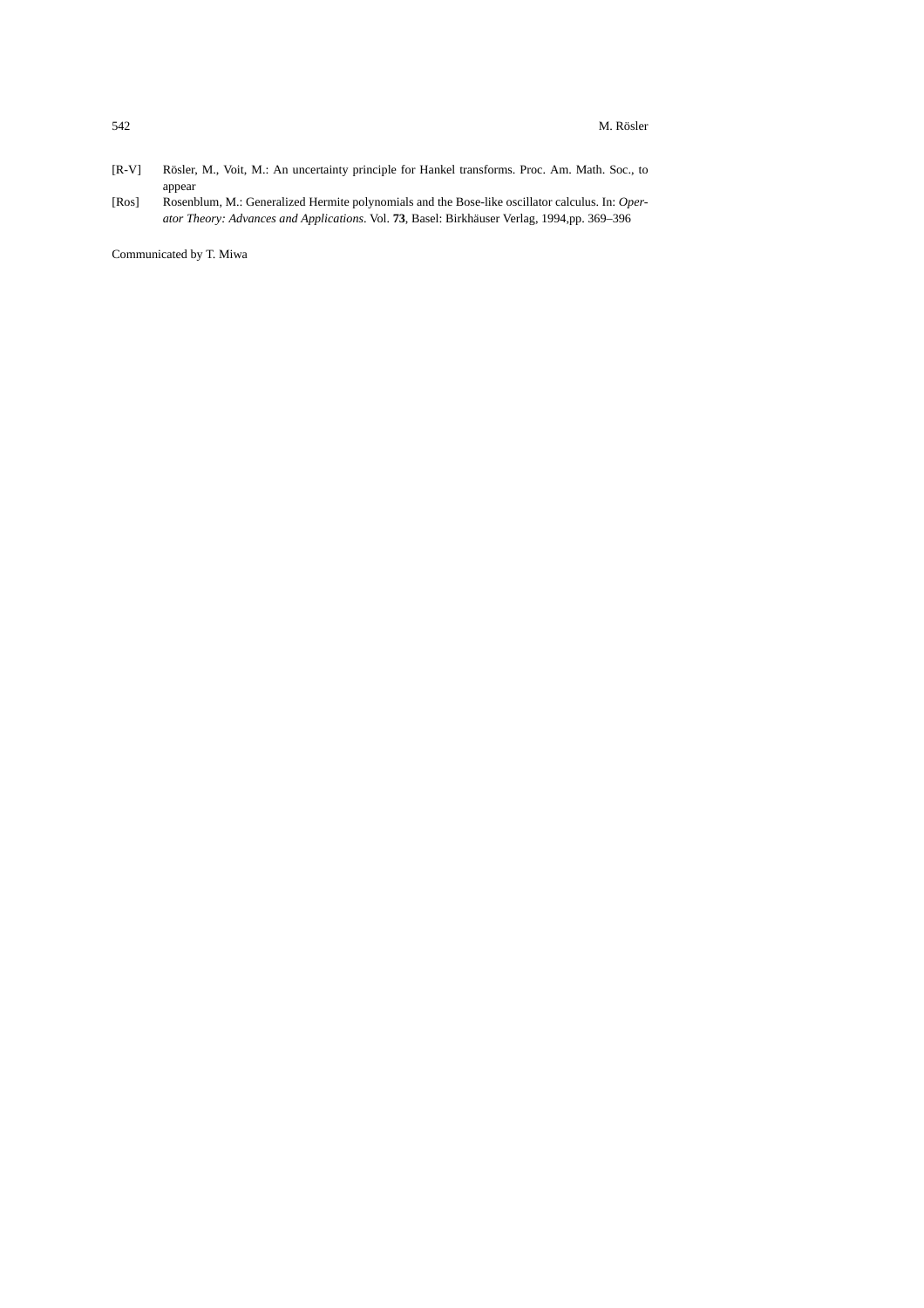[R-V] Rösler, M., Voit, M.: An uncertainty principle for Hankel transforms. Proc. Am. Math. Soc., to appear

[Ros] Rosenblum, M.: Generalized Hermite polynomials and the Bose-like oscillator calculus. In: *Operator Theory: Advances and Applications*. Vol. **73**, Basel: Birkhäuser Verlag, 1994,pp. 369–396

Communicated by T. Miwa